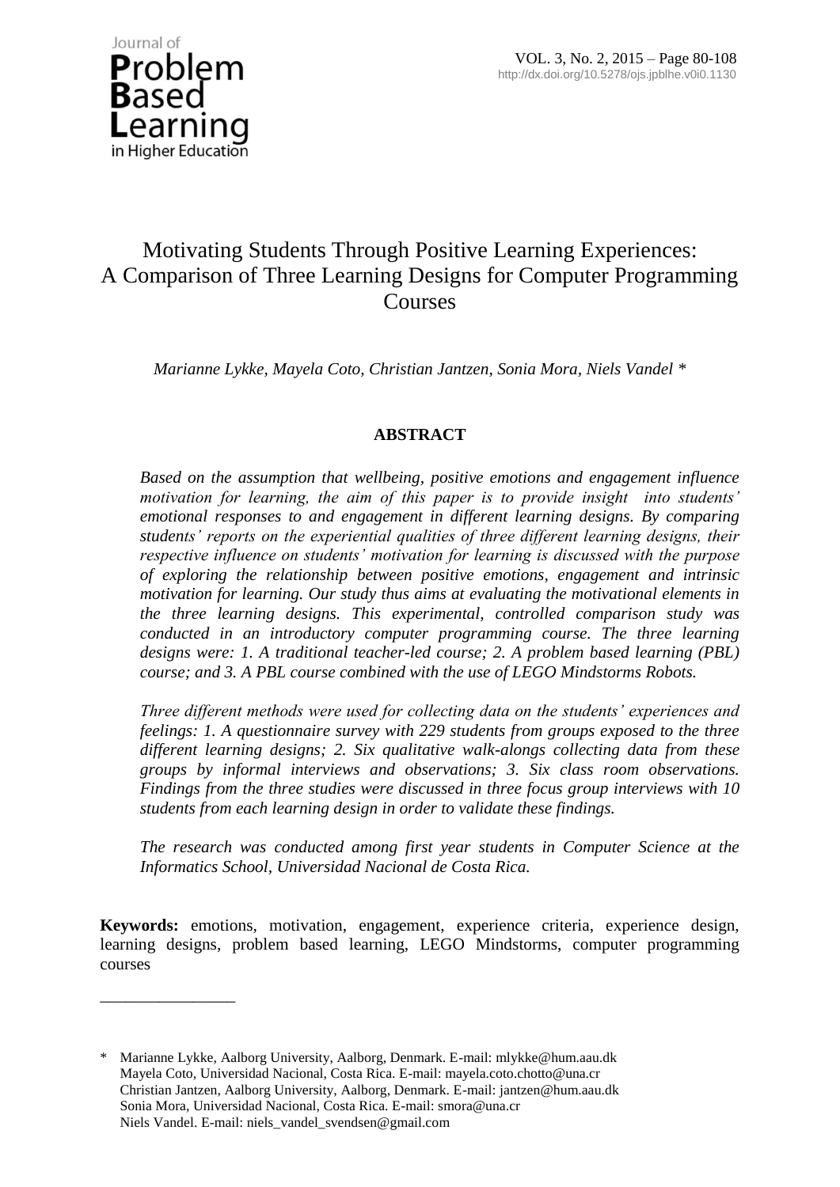# Motivating Students Through Positive Learning Experiences: A Comparison of Three Learning Designs for Computer Programming Courses

*Marianne Lykke, Mayela Coto, Christian Jantzen, Sonia Mora, Niels Vandel \**

## ABSTRACT

*Based on the assumption that wellbeing, positive emotions and engagement influence motivation for learning, the aim of this paper is to provide insight into students' emotional responses to and engagement in different learning designs. By comparing students' reports on the experiential qualities of three different learning designs, their respective influence on students' motivation for learning is discussed with the purpose of exploring the relationship between positive emotions, engagement and intrinsic motivation for learning. Our study thus aims at evaluating the motivational elements in the three learning designs. This experimental, controlled comparison study was conducted in an introductory computer programming course. The three learning designs were: 1. A traditional teacher-led course; 2. A problem based learning (PBL) course; and 3. A PBL course combined with the use of LEGO Mindstorms Robots.*

*Three different methods were used for collecting data on the students' experiences and feelings: 1. A questionnaire survey with 229 students from groups exposed to the three different learning designs; 2. Six qualitative walk-alongs collecting data from these groups by informal interviews and observations; 3. Six class room observations. Findings from the three studies were discussed in three focus group interviews with 10 students from each learning design in order to validate these findings.*

*The research was conducted among first year students in Computer Science at the Informatics School, Universidad Nacional de Costa Rica.*

**Keywords:** emotions, motivation, engagement, experience criteria, experience design, learning designs, problem based learning, LEGO Mindstorms, computer programming courses

---

\* Marianne Lykke, Aalborg University, Aalborg, Denmark. E-mail: mlykke@hum.aau.dk
Mayela Coto, Universidad Nacional, Costa Rica. E-mail: mayela.coto.chotto@una.cr
Christian Jantzen, Aalborg University, Aalborg, Denmark. E-mail: jantzen@hum.aau.dk
Sonia Mora, Universidad Nacional, Costa Rica. E-mail: smora@una.cr
Niels Vandel. E-mail: niels_vandel_svendsen@gmail.com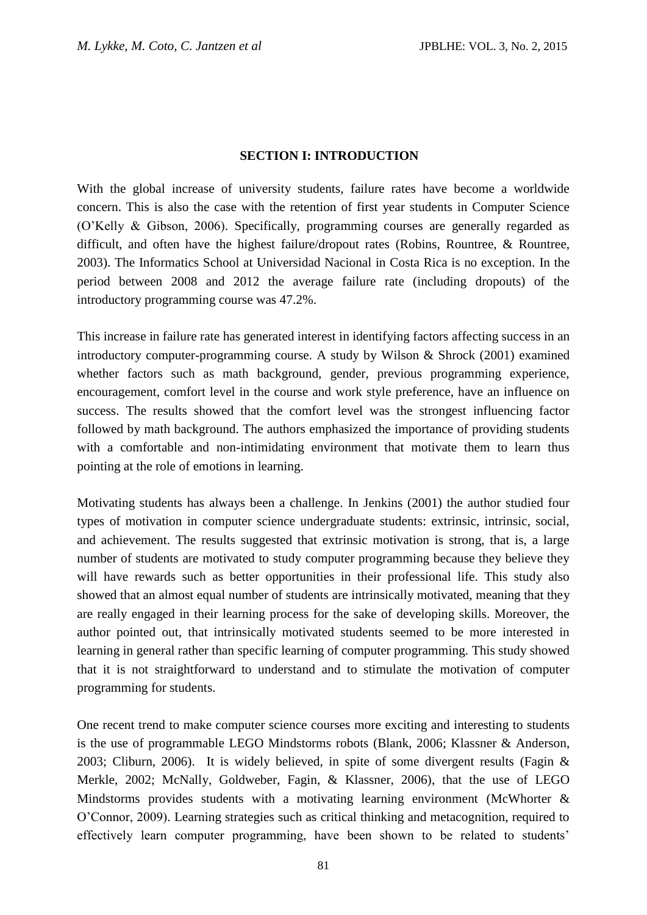## SECTION I: INTRODUCTION

With the global increase of university students, failure rates have become a worldwide concern. This is also the case with the retention of first year students in Computer Science (O'Kelly & Gibson, 2006). Specifically, programming courses are generally regarded as difficult, and often have the highest failure/dropout rates (Robins, Rountree, & Rountree, 2003). The Informatics School at Universidad Nacional in Costa Rica is no exception. In the period between 2008 and 2012 the average failure rate (including dropouts) of the introductory programming course was 47.2%.

This increase in failure rate has generated interest in identifying factors affecting success in an introductory computer-programming course. A study by Wilson & Shrock (2001) examined whether factors such as math background, gender, previous programming experience, encouragement, comfort level in the course and work style preference, have an influence on success. The results showed that the comfort level was the strongest influencing factor followed by math background. The authors emphasized the importance of providing students with a comfortable and non-intimidating environment that motivate them to learn thus pointing at the role of emotions in learning.

Motivating students has always been a challenge. In Jenkins (2001) the author studied four types of motivation in computer science undergraduate students: extrinsic, intrinsic, social, and achievement. The results suggested that extrinsic motivation is strong, that is, a large number of students are motivated to study computer programming because they believe they will have rewards such as better opportunities in their professional life. This study also showed that an almost equal number of students are intrinsically motivated, meaning that they are really engaged in their learning process for the sake of developing skills. Moreover, the author pointed out, that intrinsically motivated students seemed to be more interested in learning in general rather than specific learning of computer programming. This study showed that it is not straightforward to understand and to stimulate the motivation of computer programming for students.

One recent trend to make computer science courses more exciting and interesting to students is the use of programmable LEGO Mindstorms robots (Blank, 2006; Klassner & Anderson, 2003; Cliburn, 2006). It is widely believed, in spite of some divergent results (Fagin & Merkle, 2002; McNally, Goldweber, Fagin, & Klassner, 2006), that the use of LEGO Mindstorms provides students with a motivating learning environment (McWhorter & O'Connor, 2009). Learning strategies such as critical thinking and metacognition, required to effectively learn computer programming, have been shown to be related to students'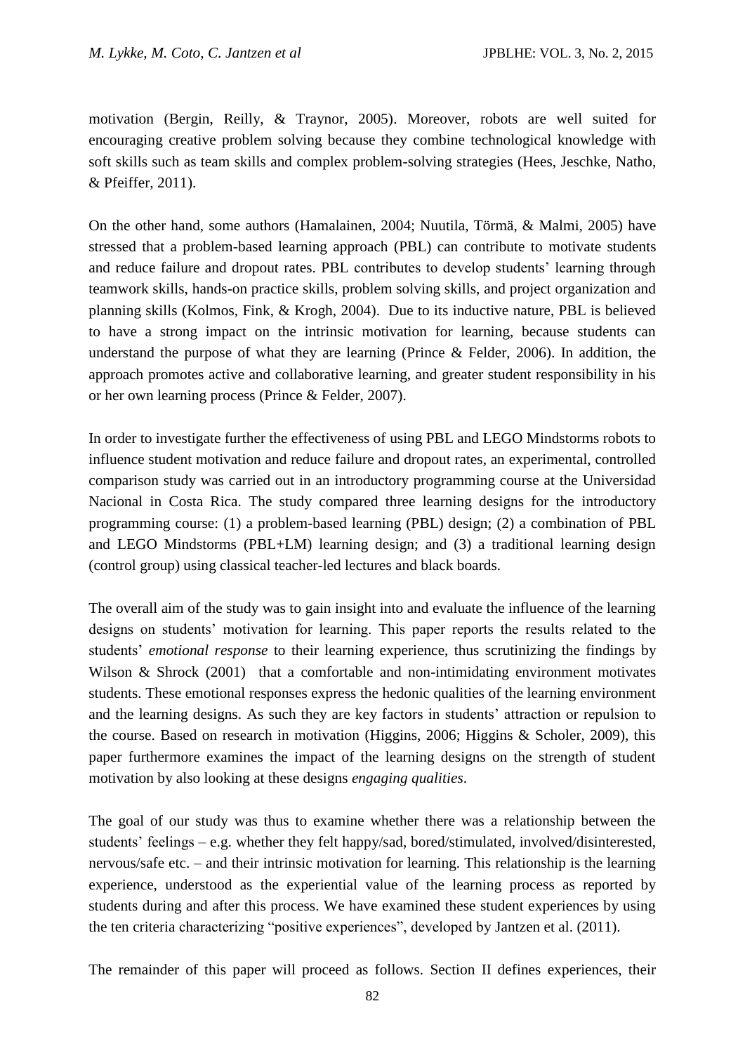motivation (Bergin, Reilly, & Traynor, 2005). Moreover, robots are well suited for encouraging creative problem solving because they combine technological knowledge with soft skills such as team skills and complex problem-solving strategies (Hees, Jeschke, Natho, & Pfeiffer, 2011).

On the other hand, some authors (Hamalainen, 2004; Nuutila, Törmä, & Malmi, 2005) have stressed that a problem-based learning approach (PBL) can contribute to motivate students and reduce failure and dropout rates. PBL contributes to develop students' learning through teamwork skills, hands-on practice skills, problem solving skills, and project organization and planning skills (Kolmos, Fink, & Krogh, 2004). Due to its inductive nature, PBL is believed to have a strong impact on the intrinsic motivation for learning, because students can understand the purpose of what they are learning (Prince & Felder, 2006). In addition, the approach promotes active and collaborative learning, and greater student responsibility in his or her own learning process (Prince & Felder, 2007).

In order to investigate further the effectiveness of using PBL and LEGO Mindstorms robots to influence student motivation and reduce failure and dropout rates, an experimental, controlled comparison study was carried out in an introductory programming course at the Universidad Nacional in Costa Rica. The study compared three learning designs for the introductory programming course: (1) a problem-based learning (PBL) design; (2) a combination of PBL and LEGO Mindstorms (PBL+LM) learning design; and (3) a traditional learning design (control group) using classical teacher-led lectures and black boards.

The overall aim of the study was to gain insight into and evaluate the influence of the learning designs on students' motivation for learning. This paper reports the results related to the students' *emotional response* to their learning experience, thus scrutinizing the findings by Wilson & Shrock (2001) that a comfortable and non-intimidating environment motivates students. These emotional responses express the hedonic qualities of the learning environment and the learning designs. As such they are key factors in students' attraction or repulsion to the course. Based on research in motivation (Higgins, 2006; Higgins & Scholer, 2009), this paper furthermore examines the impact of the learning designs on the strength of student motivation by also looking at these designs *engaging qualities*.

The goal of our study was thus to examine whether there was a relationship between the students' feelings – e.g. whether they felt happy/sad, bored/stimulated, involved/disinterested, nervous/safe etc. – and their intrinsic motivation for learning. This relationship is the learning experience, understood as the experiential value of the learning process as reported by students during and after this process. We have examined these student experiences by using the ten criteria characterizing "positive experiences", developed by Jantzen et al. (2011).

The remainder of this paper will proceed as follows. Section II defines experiences, their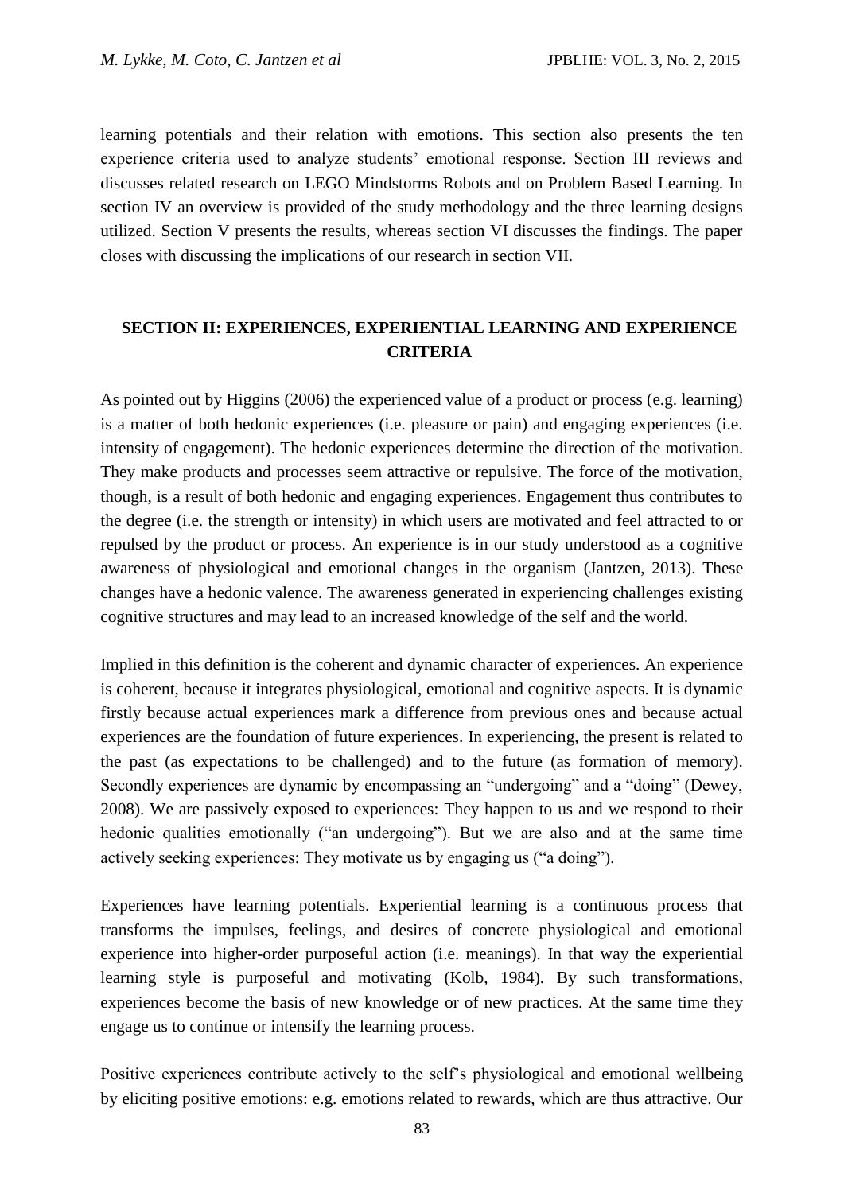learning potentials and their relation with emotions. This section also presents the ten experience criteria used to analyze students' emotional response. Section III reviews and discusses related research on LEGO Mindstorms Robots and on Problem Based Learning. In section IV an overview is provided of the study methodology and the three learning designs utilized. Section V presents the results, whereas section VI discusses the findings. The paper closes with discussing the implications of our research in section VII.

## SECTION II: EXPERIENCES, EXPERIENTIAL LEARNING AND EXPERIENCE CRITERIA

As pointed out by Higgins (2006) the experienced value of a product or process (e.g. learning) is a matter of both hedonic experiences (i.e. pleasure or pain) and engaging experiences (i.e. intensity of engagement). The hedonic experiences determine the direction of the motivation. They make products and processes seem attractive or repulsive. The force of the motivation, though, is a result of both hedonic and engaging experiences. Engagement thus contributes to the degree (i.e. the strength or intensity) in which users are motivated and feel attracted to or repulsed by the product or process. An experience is in our study understood as a cognitive awareness of physiological and emotional changes in the organism (Jantzen, 2013). These changes have a hedonic valence. The awareness generated in experiencing challenges existing cognitive structures and may lead to an increased knowledge of the self and the world.

Implied in this definition is the coherent and dynamic character of experiences. An experience is coherent, because it integrates physiological, emotional and cognitive aspects. It is dynamic firstly because actual experiences mark a difference from previous ones and because actual experiences are the foundation of future experiences. In experiencing, the present is related to the past (as expectations to be challenged) and to the future (as formation of memory). Secondly experiences are dynamic by encompassing an "undergoing" and a "doing" (Dewey, 2008). We are passively exposed to experiences: They happen to us and we respond to their hedonic qualities emotionally ("an undergoing"). But we are also and at the same time actively seeking experiences: They motivate us by engaging us ("a doing").

Experiences have learning potentials. Experiential learning is a continuous process that transforms the impulses, feelings, and desires of concrete physiological and emotional experience into higher-order purposeful action (i.e. meanings). In that way the experiential learning style is purposeful and motivating (Kolb, 1984). By such transformations, experiences become the basis of new knowledge or of new practices. At the same time they engage us to continue or intensify the learning process.

Positive experiences contribute actively to the self's physiological and emotional wellbeing by eliciting positive emotions: e.g. emotions related to rewards, which are thus attractive. Our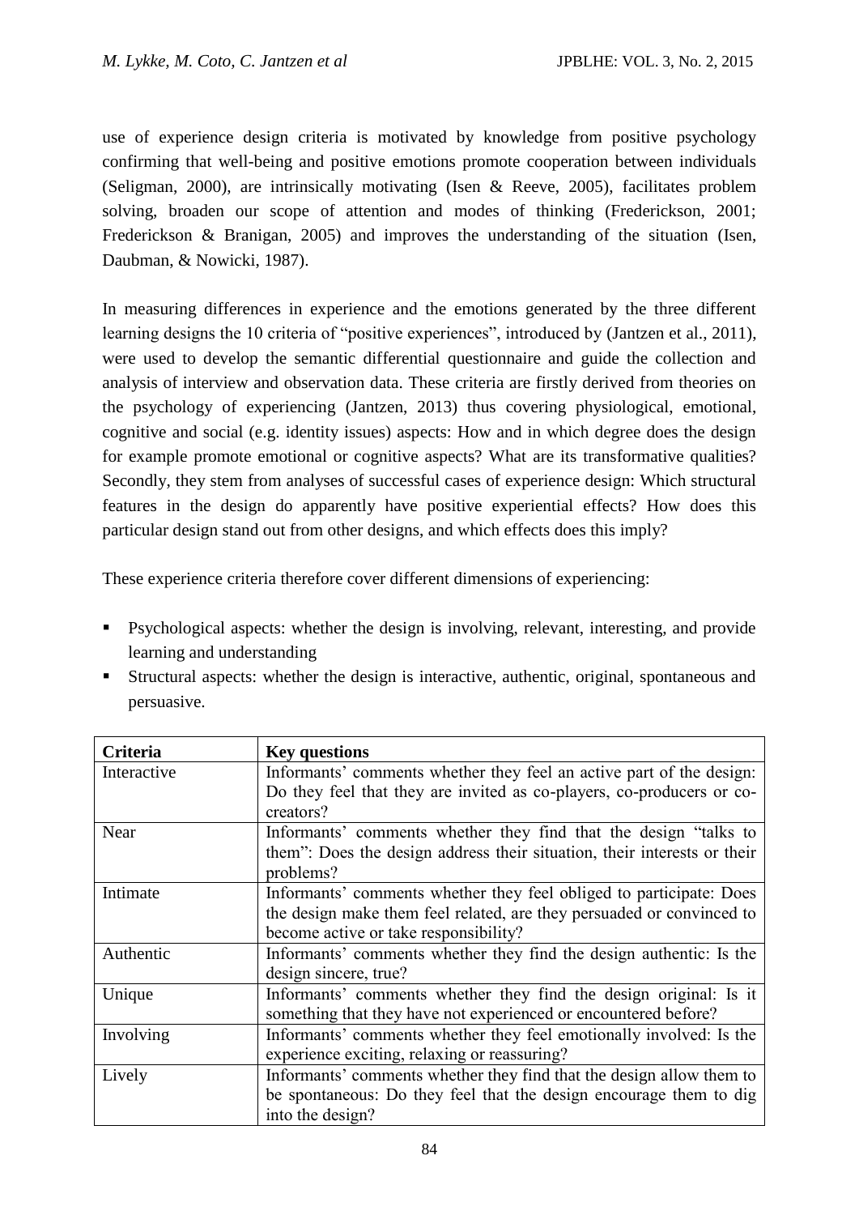use of experience design criteria is motivated by knowledge from positive psychology confirming that well-being and positive emotions promote cooperation between individuals (Seligman, 2000), are intrinsically motivating (Isen & Reeve, 2005), facilitates problem solving, broaden our scope of attention and modes of thinking (Frederickson, 2001; Frederickson & Branigan, 2005) and improves the understanding of the situation (Isen, Daubman, & Nowicki, 1987).

In measuring differences in experience and the emotions generated by the three different learning designs the 10 criteria of "positive experiences", introduced by (Jantzen et al., 2011), were used to develop the semantic differential questionnaire and guide the collection and analysis of interview and observation data. These criteria are firstly derived from theories on the psychology of experiencing (Jantzen, 2013) thus covering physiological, emotional, cognitive and social (e.g. identity issues) aspects: How and in which degree does the design for example promote emotional or cognitive aspects? What are its transformative qualities? Secondly, they stem from analyses of successful cases of experience design: Which structural features in the design do apparently have positive experiential effects? How does this particular design stand out from other designs, and which effects does this imply?

These experience criteria therefore cover different dimensions of experiencing:

- Psychological aspects: whether the design is involving, relevant, interesting, and provide learning and understanding
- Structural aspects: whether the design is interactive, authentic, original, spontaneous and persuasive.

| Criteria | Key questions |
|---|---|
| Interactive | Informants' comments whether they feel an active part of the design: Do they feel that they are invited as co-players, co-producers or co-creators? |
| Near | Informants' comments whether they find that the design "talks to them": Does the design address their situation, their interests or their problems? |
| Intimate | Informants' comments whether they feel obliged to participate: Does the design make them feel related, are they persuaded or convinced to become active or take responsibility? |
| Authentic | Informants' comments whether they find the design authentic: Is the design sincere, true? |
| Unique | Informants' comments whether they find the design original: Is it something that they have not experienced or encountered before? |
| Involving | Informants' comments whether they feel emotionally involved: Is the experience exciting, relaxing or reassuring? |
| Lively | Informants' comments whether they find that the design allow them to be spontaneous: Do they feel that the design encourage them to dig into the design? |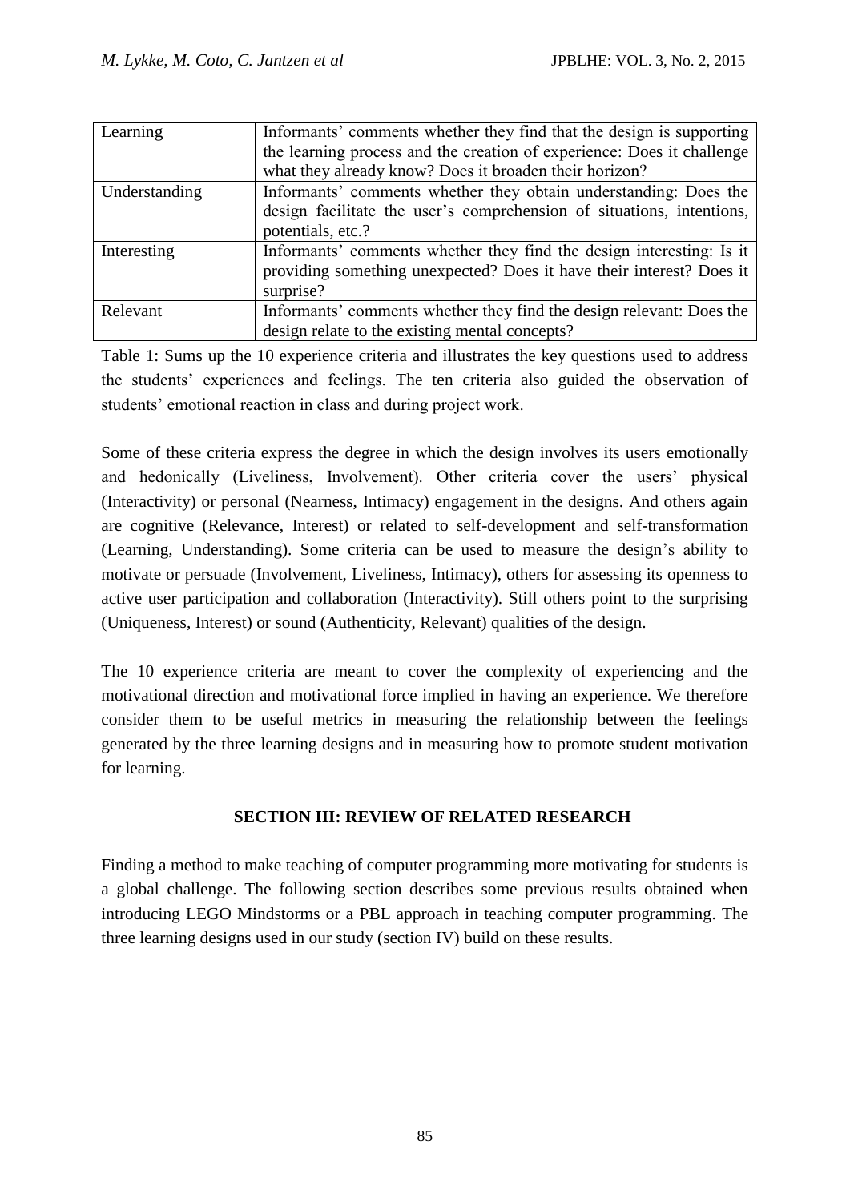| | |
|---|---|
| Learning | Informants' comments whether they find that the design is supporting the learning process and the creation of experience: Does it challenge what they already know? Does it broaden their horizon? |
| Understanding | Informants' comments whether they obtain understanding: Does the design facilitate the user's comprehension of situations, intentions, potentials, etc.? |
| Interesting | Informants' comments whether they find the design interesting: Is it providing something unexpected? Does it have their interest? Does it surprise? |
| Relevant | Informants' comments whether they find the design relevant: Does the design relate to the existing mental concepts? |

Table 1: Sums up the 10 experience criteria and illustrates the key questions used to address the students' experiences and feelings. The ten criteria also guided the observation of students' emotional reaction in class and during project work.

Some of these criteria express the degree in which the design involves its users emotionally and hedonically (Liveliness, Involvement). Other criteria cover the users' physical (Interactivity) or personal (Nearness, Intimacy) engagement in the designs. And others again are cognitive (Relevance, Interest) or related to self-development and self-transformation (Learning, Understanding). Some criteria can be used to measure the design's ability to motivate or persuade (Involvement, Liveliness, Intimacy), others for assessing its openness to active user participation and collaboration (Interactivity). Still others point to the surprising (Uniqueness, Interest) or sound (Authenticity, Relevant) qualities of the design.

The 10 experience criteria are meant to cover the complexity of experiencing and the motivational direction and motivational force implied in having an experience. We therefore consider them to be useful metrics in measuring the relationship between the feelings generated by the three learning designs and in measuring how to promote student motivation for learning.

## SECTION III: REVIEW OF RELATED RESEARCH

Finding a method to make teaching of computer programming more motivating for students is a global challenge. The following section describes some previous results obtained when introducing LEGO Mindstorms or a PBL approach in teaching computer programming. The three learning designs used in our study (section IV) build on these results.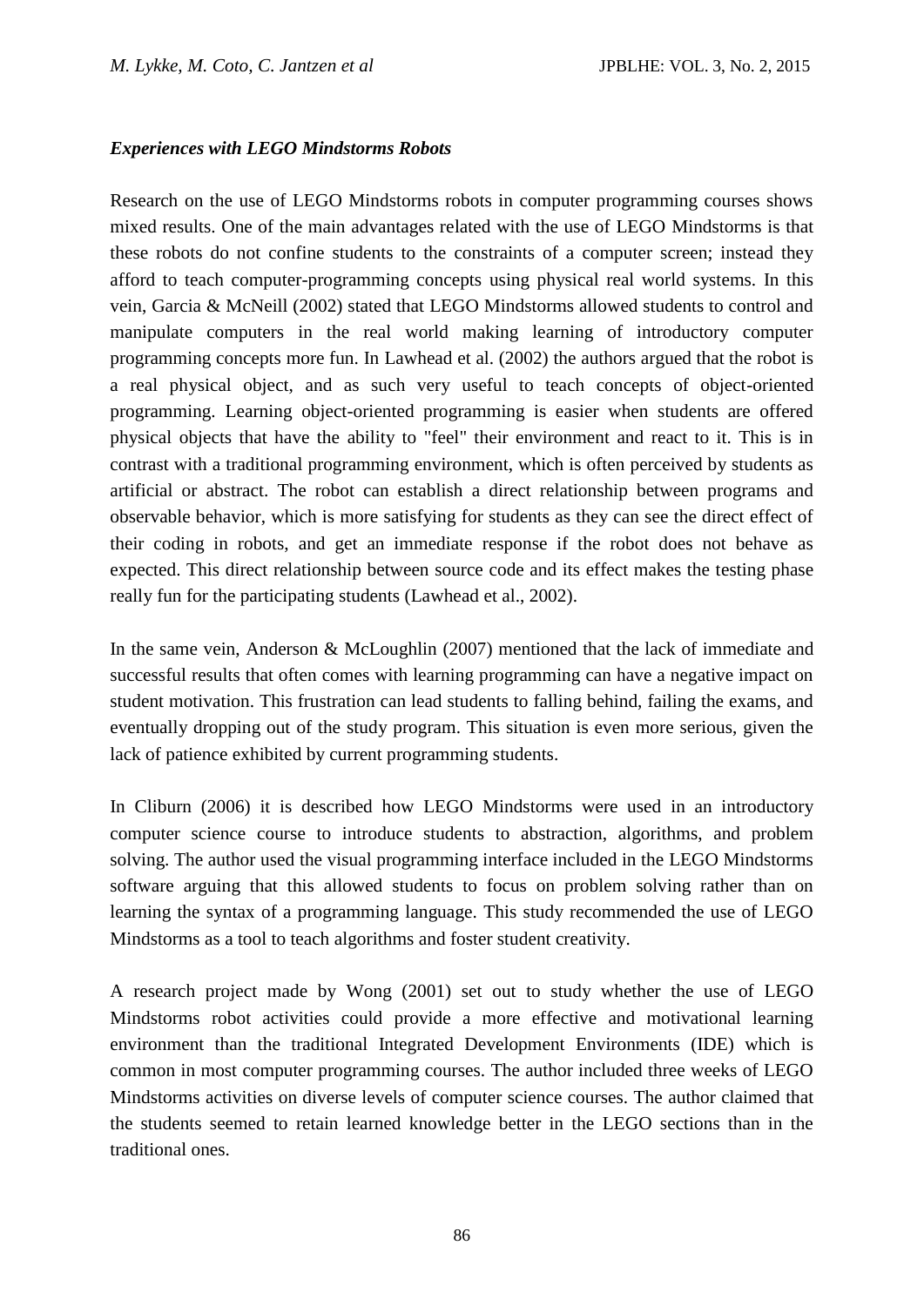### *Experiences with LEGO Mindstorms Robots*

Research on the use of LEGO Mindstorms robots in computer programming courses shows mixed results. One of the main advantages related with the use of LEGO Mindstorms is that these robots do not confine students to the constraints of a computer screen; instead they afford to teach computer-programming concepts using physical real world systems. In this vein, Garcia & McNeill (2002) stated that LEGO Mindstorms allowed students to control and manipulate computers in the real world making learning of introductory computer programming concepts more fun. In Lawhead et al. (2002) the authors argued that the robot is a real physical object, and as such very useful to teach concepts of object-oriented programming. Learning object-oriented programming is easier when students are offered physical objects that have the ability to "feel" their environment and react to it. This is in contrast with a traditional programming environment, which is often perceived by students as artificial or abstract. The robot can establish a direct relationship between programs and observable behavior, which is more satisfying for students as they can see the direct effect of their coding in robots, and get an immediate response if the robot does not behave as expected. This direct relationship between source code and its effect makes the testing phase really fun for the participating students (Lawhead et al., 2002).

In the same vein, Anderson & McLoughlin (2007) mentioned that the lack of immediate and successful results that often comes with learning programming can have a negative impact on student motivation. This frustration can lead students to falling behind, failing the exams, and eventually dropping out of the study program. This situation is even more serious, given the lack of patience exhibited by current programming students.

In Cliburn (2006) it is described how LEGO Mindstorms were used in an introductory computer science course to introduce students to abstraction, algorithms, and problem solving. The author used the visual programming interface included in the LEGO Mindstorms software arguing that this allowed students to focus on problem solving rather than on learning the syntax of a programming language. This study recommended the use of LEGO Mindstorms as a tool to teach algorithms and foster student creativity.

A research project made by Wong (2001) set out to study whether the use of LEGO Mindstorms robot activities could provide a more effective and motivational learning environment than the traditional Integrated Development Environments (IDE) which is common in most computer programming courses. The author included three weeks of LEGO Mindstorms activities on diverse levels of computer science courses. The author claimed that the students seemed to retain learned knowledge better in the LEGO sections than in the traditional ones.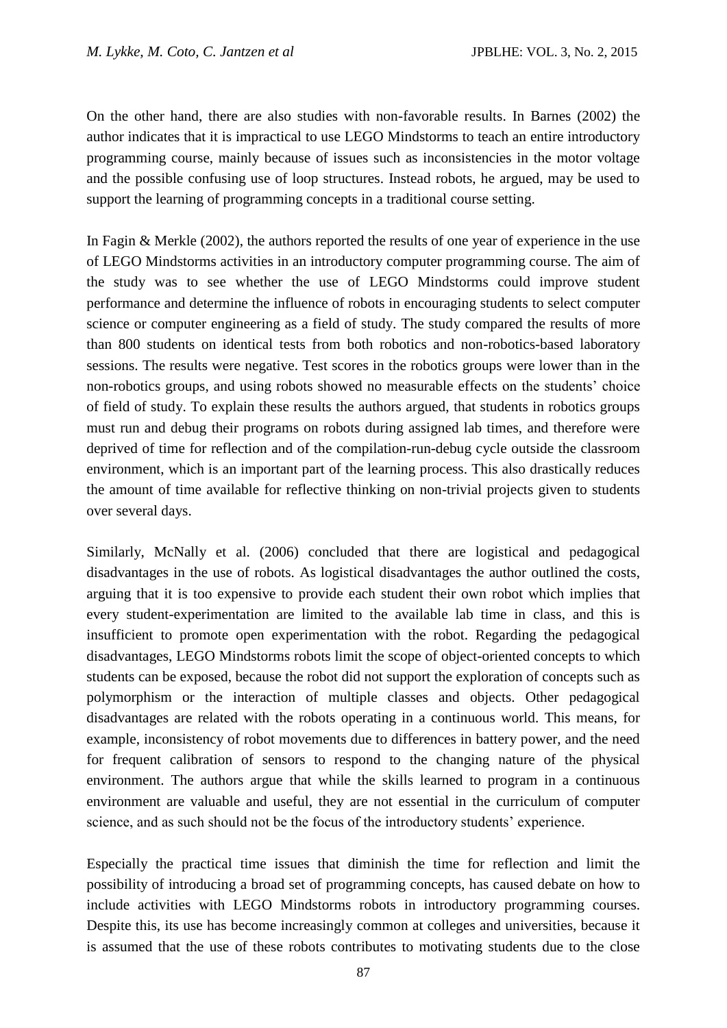On the other hand, there are also studies with non-favorable results. In Barnes (2002) the author indicates that it is impractical to use LEGO Mindstorms to teach an entire introductory programming course, mainly because of issues such as inconsistencies in the motor voltage and the possible confusing use of loop structures. Instead robots, he argued, may be used to support the learning of programming concepts in a traditional course setting.

In Fagin & Merkle (2002), the authors reported the results of one year of experience in the use of LEGO Mindstorms activities in an introductory computer programming course. The aim of the study was to see whether the use of LEGO Mindstorms could improve student performance and determine the influence of robots in encouraging students to select computer science or computer engineering as a field of study. The study compared the results of more than 800 students on identical tests from both robotics and non-robotics-based laboratory sessions. The results were negative. Test scores in the robotics groups were lower than in the non-robotics groups, and using robots showed no measurable effects on the students' choice of field of study. To explain these results the authors argued, that students in robotics groups must run and debug their programs on robots during assigned lab times, and therefore were deprived of time for reflection and of the compilation-run-debug cycle outside the classroom environment, which is an important part of the learning process. This also drastically reduces the amount of time available for reflective thinking on non-trivial projects given to students over several days.

Similarly, McNally et al. (2006) concluded that there are logistical and pedagogical disadvantages in the use of robots. As logistical disadvantages the author outlined the costs, arguing that it is too expensive to provide each student their own robot which implies that every student-experimentation are limited to the available lab time in class, and this is insufficient to promote open experimentation with the robot. Regarding the pedagogical disadvantages, LEGO Mindstorms robots limit the scope of object-oriented concepts to which students can be exposed, because the robot did not support the exploration of concepts such as polymorphism or the interaction of multiple classes and objects. Other pedagogical disadvantages are related with the robots operating in a continuous world. This means, for example, inconsistency of robot movements due to differences in battery power, and the need for frequent calibration of sensors to respond to the changing nature of the physical environment. The authors argue that while the skills learned to program in a continuous environment are valuable and useful, they are not essential in the curriculum of computer science, and as such should not be the focus of the introductory students' experience.

Especially the practical time issues that diminish the time for reflection and limit the possibility of introducing a broad set of programming concepts, has caused debate on how to include activities with LEGO Mindstorms robots in introductory programming courses. Despite this, its use has become increasingly common at colleges and universities, because it is assumed that the use of these robots contributes to motivating students due to the close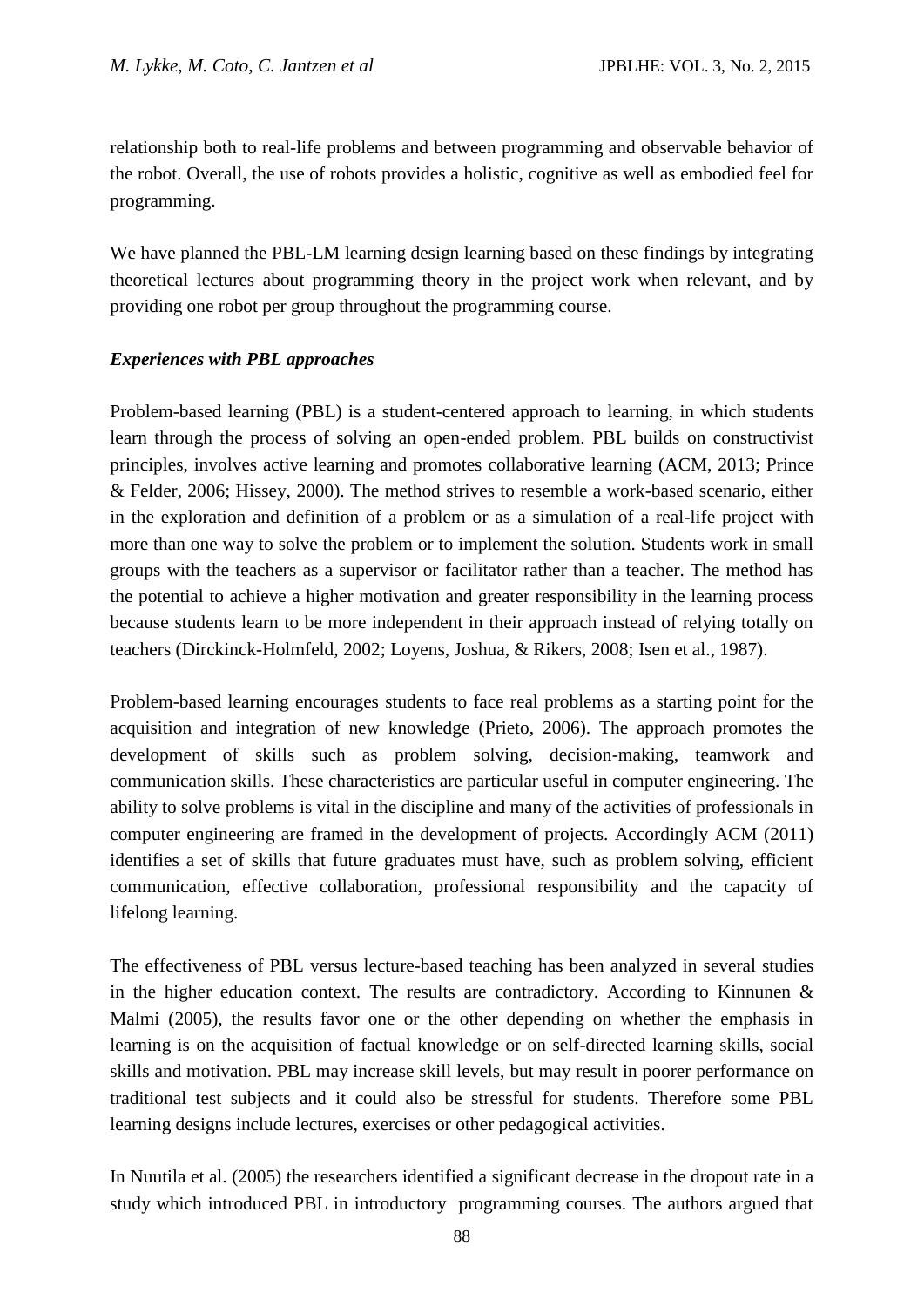relationship both to real-life problems and between programming and observable behavior of the robot. Overall, the use of robots provides a holistic, cognitive as well as embodied feel for programming.

We have planned the PBL-LM learning design learning based on these findings by integrating theoretical lectures about programming theory in the project work when relevant, and by providing one robot per group throughout the programming course.

### *Experiences with PBL approaches*

Problem-based learning (PBL) is a student-centered approach to learning, in which students learn through the process of solving an open-ended problem. PBL builds on constructivist principles, involves active learning and promotes collaborative learning (ACM, 2013; Prince & Felder, 2006; Hissey, 2000). The method strives to resemble a work-based scenario, either in the exploration and definition of a problem or as a simulation of a real-life project with more than one way to solve the problem or to implement the solution. Students work in small groups with the teachers as a supervisor or facilitator rather than a teacher. The method has the potential to achieve a higher motivation and greater responsibility in the learning process because students learn to be more independent in their approach instead of relying totally on teachers (Dirckinck-Holmfeld, 2002; Loyens, Joshua, & Rikers, 2008; Isen et al., 1987).

Problem-based learning encourages students to face real problems as a starting point for the acquisition and integration of new knowledge (Prieto, 2006). The approach promotes the development of skills such as problem solving, decision-making, teamwork and communication skills. These characteristics are particular useful in computer engineering. The ability to solve problems is vital in the discipline and many of the activities of professionals in computer engineering are framed in the development of projects. Accordingly ACM (2011) identifies a set of skills that future graduates must have, such as problem solving, efficient communication, effective collaboration, professional responsibility and the capacity of lifelong learning.

The effectiveness of PBL versus lecture-based teaching has been analyzed in several studies in the higher education context. The results are contradictory. According to Kinnunen & Malmi (2005), the results favor one or the other depending on whether the emphasis in learning is on the acquisition of factual knowledge or on self-directed learning skills, social skills and motivation. PBL may increase skill levels, but may result in poorer performance on traditional test subjects and it could also be stressful for students. Therefore some PBL learning designs include lectures, exercises or other pedagogical activities.

In Nuutila et al. (2005) the researchers identified a significant decrease in the dropout rate in a study which introduced PBL in introductory programming courses. The authors argued that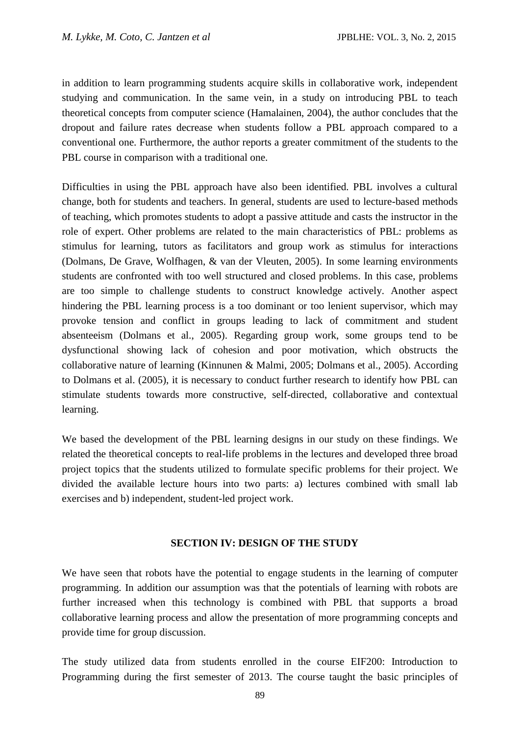in addition to learn programming students acquire skills in collaborative work, independent studying and communication. In the same vein, in a study on introducing PBL to teach theoretical concepts from computer science (Hamalainen, 2004), the author concludes that the dropout and failure rates decrease when students follow a PBL approach compared to a conventional one. Furthermore, the author reports a greater commitment of the students to the PBL course in comparison with a traditional one.

Difficulties in using the PBL approach have also been identified. PBL involves a cultural change, both for students and teachers. In general, students are used to lecture-based methods of teaching, which promotes students to adopt a passive attitude and casts the instructor in the role of expert. Other problems are related to the main characteristics of PBL: problems as stimulus for learning, tutors as facilitators and group work as stimulus for interactions (Dolmans, De Grave, Wolfhagen, & van der Vleuten, 2005). In some learning environments students are confronted with too well structured and closed problems. In this case, problems are too simple to challenge students to construct knowledge actively. Another aspect hindering the PBL learning process is a too dominant or too lenient supervisor, which may provoke tension and conflict in groups leading to lack of commitment and student absenteeism (Dolmans et al., 2005). Regarding group work, some groups tend to be dysfunctional showing lack of cohesion and poor motivation, which obstructs the collaborative nature of learning (Kinnunen & Malmi, 2005; Dolmans et al., 2005). According to Dolmans et al. (2005), it is necessary to conduct further research to identify how PBL can stimulate students towards more constructive, self-directed, collaborative and contextual learning.

We based the development of the PBL learning designs in our study on these findings. We related the theoretical concepts to real-life problems in the lectures and developed three broad project topics that the students utilized to formulate specific problems for their project. We divided the available lecture hours into two parts: a) lectures combined with small lab exercises and b) independent, student-led project work.

## SECTION IV: DESIGN OF THE STUDY

We have seen that robots have the potential to engage students in the learning of computer programming. In addition our assumption was that the potentials of learning with robots are further increased when this technology is combined with PBL that supports a broad collaborative learning process and allow the presentation of more programming concepts and provide time for group discussion.

The study utilized data from students enrolled in the course EIF200: Introduction to Programming during the first semester of 2013. The course taught the basic principles of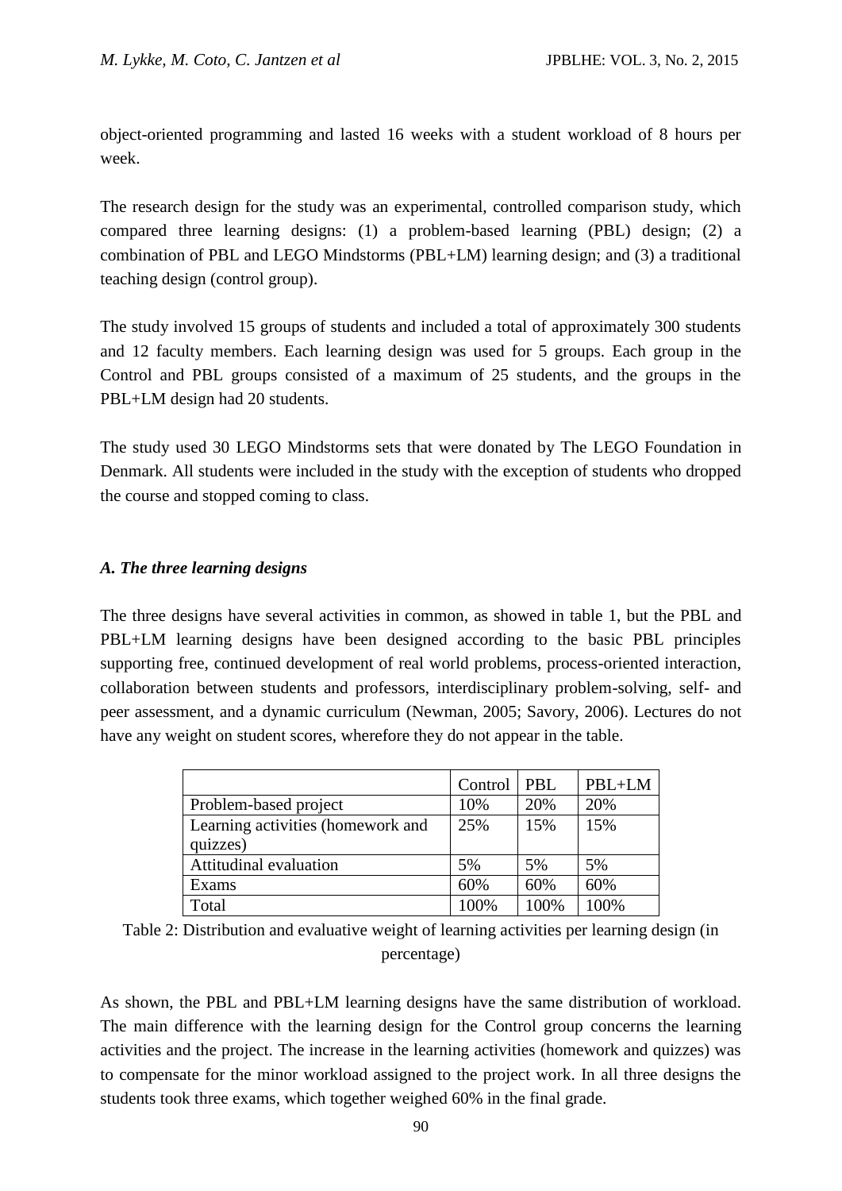object-oriented programming and lasted 16 weeks with a student workload of 8 hours per week.

The research design for the study was an experimental, controlled comparison study, which compared three learning designs: (1) a problem-based learning (PBL) design; (2) a combination of PBL and LEGO Mindstorms (PBL+LM) learning design; and (3) a traditional teaching design (control group).

The study involved 15 groups of students and included a total of approximately 300 students and 12 faculty members. Each learning design was used for 5 groups. Each group in the Control and PBL groups consisted of a maximum of 25 students, and the groups in the PBL+LM design had 20 students.

The study used 30 LEGO Mindstorms sets that were donated by The LEGO Foundation in Denmark. All students were included in the study with the exception of students who dropped the course and stopped coming to class.

### *A. The three learning designs*

The three designs have several activities in common, as showed in table 1, but the PBL and PBL+LM learning designs have been designed according to the basic PBL principles supporting free, continued development of real world problems, process-oriented interaction, collaboration between students and professors, interdisciplinary problem-solving, self- and peer assessment, and a dynamic curriculum (Newman, 2005; Savory, 2006). Lectures do not have any weight on student scores, wherefore they do not appear in the table.

| | Control | PBL | PBL+LM |
|---|---|---|---|
| Problem-based project | 10% | 20% | 20% |
| Learning activities (homework and quizzes) | 25% | 15% | 15% |
| Attitudinal evaluation | 5% | 5% | 5% |
| Exams | 60% | 60% | 60% |
| Total | 100% | 100% | 100% |

Table 2: Distribution and evaluative weight of learning activities per learning design (in percentage)

As shown, the PBL and PBL+LM learning designs have the same distribution of workload. The main difference with the learning design for the Control group concerns the learning activities and the project. The increase in the learning activities (homework and quizzes) was to compensate for the minor workload assigned to the project work. In all three designs the students took three exams, which together weighed 60% in the final grade.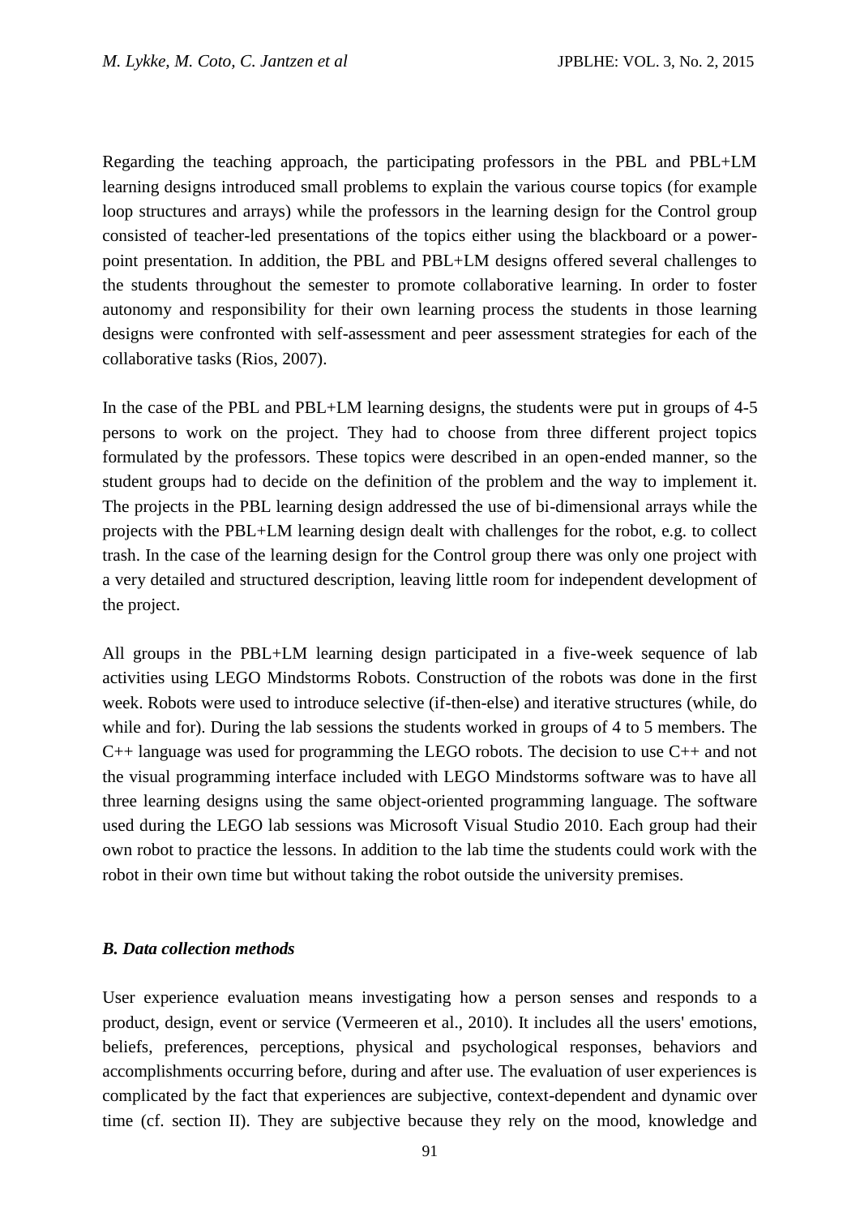Regarding the teaching approach, the participating professors in the PBL and PBL+LM learning designs introduced small problems to explain the various course topics (for example loop structures and arrays) while the professors in the learning design for the Control group consisted of teacher-led presentations of the topics either using the blackboard or a power-point presentation. In addition, the PBL and PBL+LM designs offered several challenges to the students throughout the semester to promote collaborative learning. In order to foster autonomy and responsibility for their own learning process the students in those learning designs were confronted with self-assessment and peer assessment strategies for each of the collaborative tasks (Rios, 2007).

In the case of the PBL and PBL+LM learning designs, the students were put in groups of 4-5 persons to work on the project. They had to choose from three different project topics formulated by the professors. These topics were described in an open-ended manner, so the student groups had to decide on the definition of the problem and the way to implement it. The projects in the PBL learning design addressed the use of bi-dimensional arrays while the projects with the PBL+LM learning design dealt with challenges for the robot, e.g. to collect trash. In the case of the learning design for the Control group there was only one project with a very detailed and structured description, leaving little room for independent development of the project.

All groups in the PBL+LM learning design participated in a five-week sequence of lab activities using LEGO Mindstorms Robots. Construction of the robots was done in the first week. Robots were used to introduce selective (if-then-else) and iterative structures (while, do while and for). During the lab sessions the students worked in groups of 4 to 5 members. The C++ language was used for programming the LEGO robots. The decision to use C++ and not the visual programming interface included with LEGO Mindstorms software was to have all three learning designs using the same object-oriented programming language. The software used during the LEGO lab sessions was Microsoft Visual Studio 2010. Each group had their own robot to practice the lessons. In addition to the lab time the students could work with the robot in their own time but without taking the robot outside the university premises.

### *B. Data collection methods*

User experience evaluation means investigating how a person senses and responds to a product, design, event or service (Vermeeren et al., 2010). It includes all the users' emotions, beliefs, preferences, perceptions, physical and psychological responses, behaviors and accomplishments occurring before, during and after use. The evaluation of user experiences is complicated by the fact that experiences are subjective, context-dependent and dynamic over time (cf. section II). They are subjective because they rely on the mood, knowledge and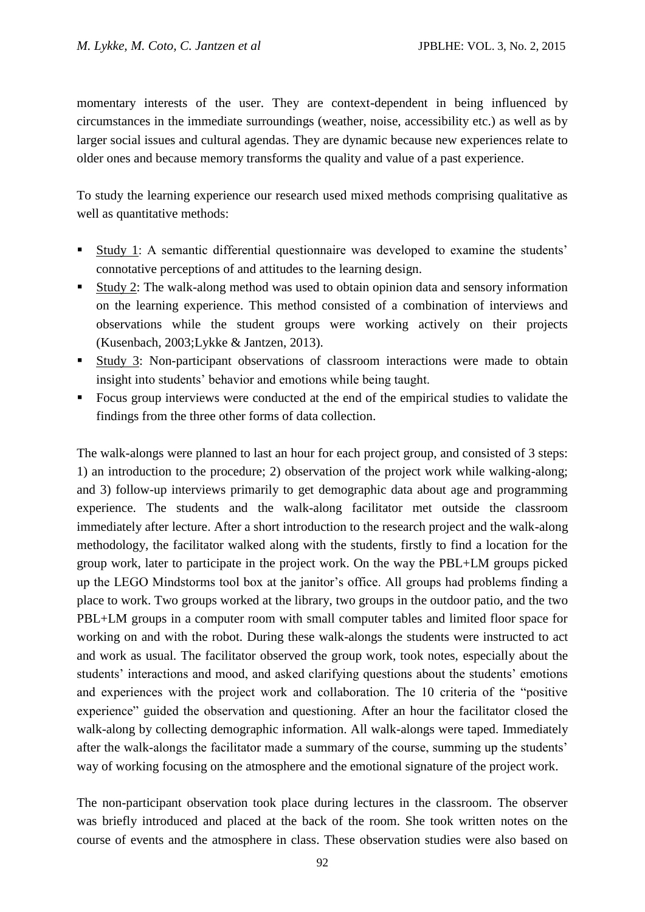momentary interests of the user. They are context-dependent in being influenced by circumstances in the immediate surroundings (weather, noise, accessibility etc.) as well as by larger social issues and cultural agendas. They are dynamic because new experiences relate to older ones and because memory transforms the quality and value of a past experience.

To study the learning experience our research used mixed methods comprising qualitative as well as quantitative methods:

- Study 1: A semantic differential questionnaire was developed to examine the students' connotative perceptions of and attitudes to the learning design.
- Study 2: The walk-along method was used to obtain opinion data and sensory information on the learning experience. This method consisted of a combination of interviews and observations while the student groups were working actively on their projects (Kusenbach, 2003;Lykke & Jantzen, 2013).
- Study 3: Non-participant observations of classroom interactions were made to obtain insight into students' behavior and emotions while being taught.
- Focus group interviews were conducted at the end of the empirical studies to validate the findings from the three other forms of data collection.

The walk-alongs were planned to last an hour for each project group, and consisted of 3 steps: 1) an introduction to the procedure; 2) observation of the project work while walking-along; and 3) follow-up interviews primarily to get demographic data about age and programming experience. The students and the walk-along facilitator met outside the classroom immediately after lecture. After a short introduction to the research project and the walk-along methodology, the facilitator walked along with the students, firstly to find a location for the group work, later to participate in the project work. On the way the PBL+LM groups picked up the LEGO Mindstorms tool box at the janitor's office. All groups had problems finding a place to work. Two groups worked at the library, two groups in the outdoor patio, and the two PBL+LM groups in a computer room with small computer tables and limited floor space for working on and with the robot. During these walk-alongs the students were instructed to act and work as usual. The facilitator observed the group work, took notes, especially about the students' interactions and mood, and asked clarifying questions about the students' emotions and experiences with the project work and collaboration. The 10 criteria of the "positive experience" guided the observation and questioning. After an hour the facilitator closed the walk-along by collecting demographic information. All walk-alongs were taped. Immediately after the walk-alongs the facilitator made a summary of the course, summing up the students' way of working focusing on the atmosphere and the emotional signature of the project work.

The non-participant observation took place during lectures in the classroom. The observer was briefly introduced and placed at the back of the room. She took written notes on the course of events and the atmosphere in class. These observation studies were also based on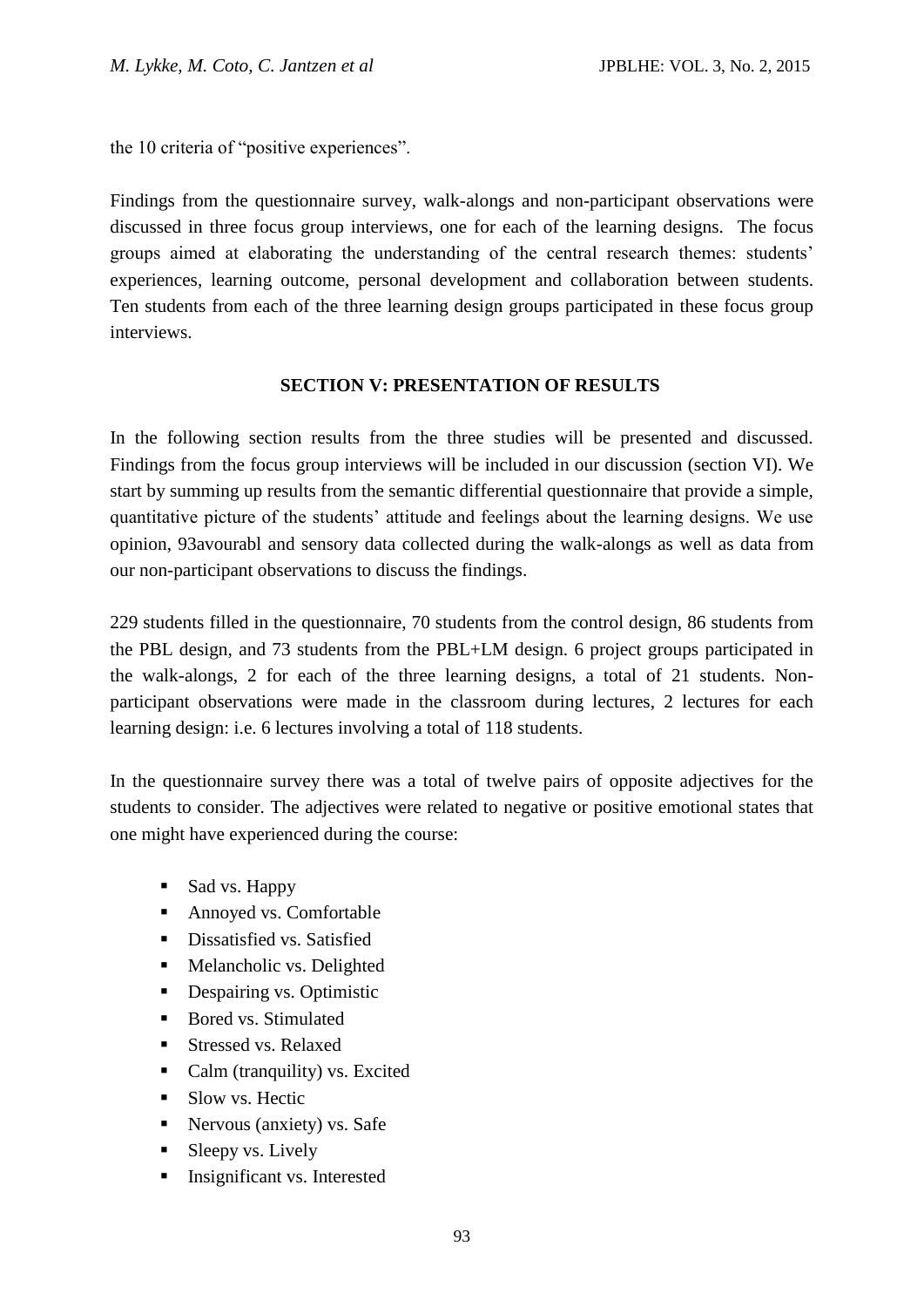the 10 criteria of "positive experiences".

Findings from the questionnaire survey, walk-alongs and non-participant observations were discussed in three focus group interviews, one for each of the learning designs. The focus groups aimed at elaborating the understanding of the central research themes: students' experiences, learning outcome, personal development and collaboration between students. Ten students from each of the three learning design groups participated in these focus group interviews.

## SECTION V: PRESENTATION OF RESULTS

In the following section results from the three studies will be presented and discussed. Findings from the focus group interviews will be included in our discussion (section VI). We start by summing up results from the semantic differential questionnaire that provide a simple, quantitative picture of the students' attitude and feelings about the learning designs. We use opinion, 93avourabl and sensory data collected during the walk-alongs as well as data from our non-participant observations to discuss the findings.

229 students filled in the questionnaire, 70 students from the control design, 86 students from the PBL design, and 73 students from the PBL+LM design. 6 project groups participated in the walk-alongs, 2 for each of the three learning designs, a total of 21 students. Non-participant observations were made in the classroom during lectures, 2 lectures for each learning design: i.e. 6 lectures involving a total of 118 students.

In the questionnaire survey there was a total of twelve pairs of opposite adjectives for the students to consider. The adjectives were related to negative or positive emotional states that one might have experienced during the course:

- Sad vs. Happy
- Annoyed vs. Comfortable
- Dissatisfied vs. Satisfied
- Melancholic vs. Delighted
- Despairing vs. Optimistic
- Bored vs. Stimulated
- Stressed vs. Relaxed
- Calm (tranquility) vs. Excited
- Slow vs. Hectic
- Nervous (anxiety) vs. Safe
- Sleepy vs. Lively
- Insignificant vs. Interested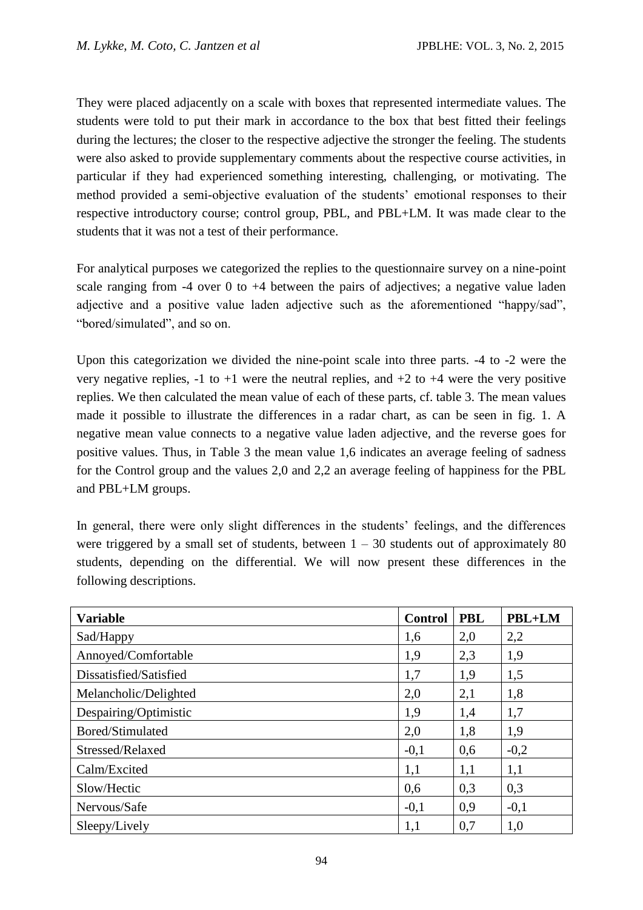They were placed adjacently on a scale with boxes that represented intermediate values. The students were told to put their mark in accordance to the box that best fitted their feelings during the lectures; the closer to the respective adjective the stronger the feeling. The students were also asked to provide supplementary comments about the respective course activities, in particular if they had experienced something interesting, challenging, or motivating. The method provided a semi-objective evaluation of the students' emotional responses to their respective introductory course; control group, PBL, and PBL+LM. It was made clear to the students that it was not a test of their performance.

For analytical purposes we categorized the replies to the questionnaire survey on a nine-point scale ranging from -4 over 0 to +4 between the pairs of adjectives; a negative value laden adjective and a positive value laden adjective such as the aforementioned "happy/sad", "bored/simulated", and so on.

Upon this categorization we divided the nine-point scale into three parts. -4 to -2 were the very negative replies, -1 to +1 were the neutral replies, and +2 to +4 were the very positive replies. We then calculated the mean value of each of these parts, cf. table 3. The mean values made it possible to illustrate the differences in a radar chart, as can be seen in fig. 1. A negative mean value connects to a negative value laden adjective, and the reverse goes for positive values. Thus, in Table 3 the mean value 1,6 indicates an average feeling of sadness for the Control group and the values 2,0 and 2,2 an average feeling of happiness for the PBL and PBL+LM groups.

In general, there were only slight differences in the students' feelings, and the differences were triggered by a small set of students, between 1 – 30 students out of approximately 80 students, depending on the differential. We will now present these differences in the following descriptions.

| Variable | Control | PBL | PBL+LM |
|---|---|---|---|
| Sad/Happy | 1,6 | 2,0 | 2,2 |
| Annoyed/Comfortable | 1,9 | 2,3 | 1,9 |
| Dissatisfied/Satisfied | 1,7 | 1,9 | 1,5 |
| Melancholic/Delighted | 2,0 | 2,1 | 1,8 |
| Despairing/Optimistic | 1,9 | 1,4 | 1,7 |
| Bored/Stimulated | 2,0 | 1,8 | 1,9 |
| Stressed/Relaxed | -0,1 | 0,6 | -0,2 |
| Calm/Excited | 1,1 | 1,1 | 1,1 |
| Slow/Hectic | 0,6 | 0,3 | 0,3 |
| Nervous/Safe | -0,1 | 0,9 | -0,1 |
| Sleepy/Lively | 1,1 | 0,7 | 1,0 |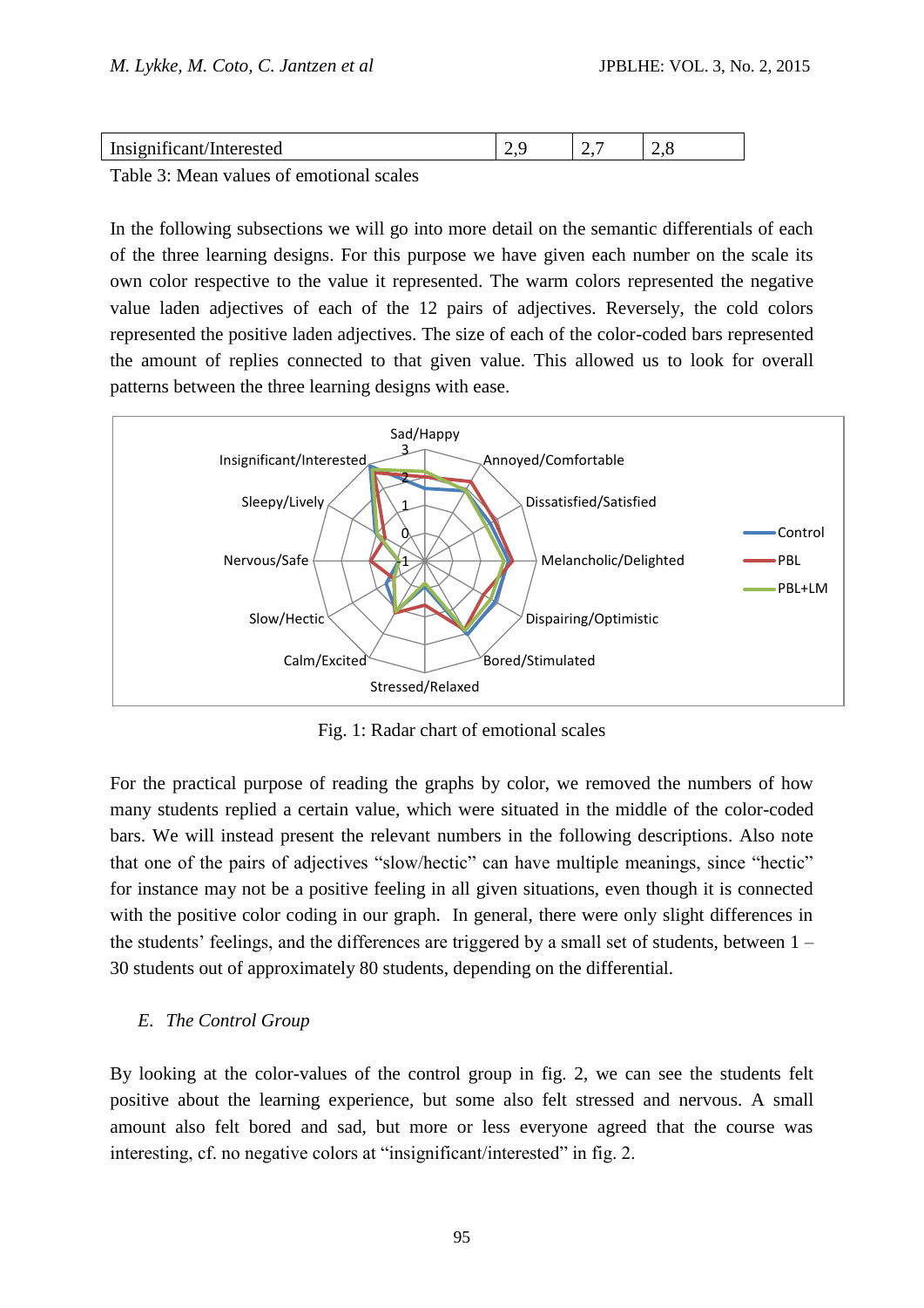| Insignificant/Interested | 2,9 | 2,7 | 2,8 |
|---|---|---|---|

Table 3: Mean values of emotional scales

In the following subsections we will go into more detail on the semantic differentials of each of the three learning designs. For this purpose we have given each number on the scale its own color respective to the value it represented. The warm colors represented the negative value laden adjectives of each of the 12 pairs of adjectives. Reversely, the cold colors represented the positive laden adjectives. The size of each of the color-coded bars represented the amount of replies connected to that given value. This allowed us to look for overall patterns between the three learning designs with ease.

Fig. 1: Radar chart of emotional scales

For the practical purpose of reading the graphs by color, we removed the numbers of how many students replied a certain value, which were situated in the middle of the color-coded bars. We will instead present the relevant numbers in the following descriptions. Also note that one of the pairs of adjectives "slow/hectic" can have multiple meanings, since "hectic" for instance may not be a positive feeling in all given situations, even though it is connected with the positive color coding in our graph. In general, there were only slight differences in the students' feelings, and the differences are triggered by a small set of students, between 1 – 30 students out of approximately 80 students, depending on the differential.

### *E. The Control Group*

By looking at the color-values of the control group in fig. 2, we can see the students felt positive about the learning experience, but some also felt stressed and nervous. A small amount also felt bored and sad, but more or less everyone agreed that the course was interesting, cf. no negative colors at "insignificant/interested" in fig. 2.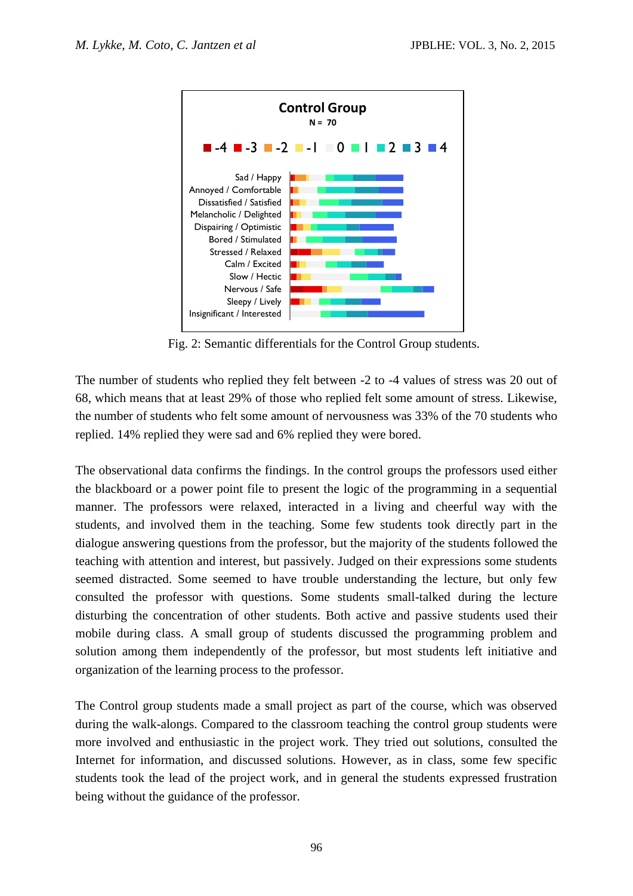Fig. 2: Semantic differentials for the Control Group students.

The number of students who replied they felt between -2 to -4 values of stress was 20 out of 68, which means that at least 29% of those who replied felt some amount of stress. Likewise, the number of students who felt some amount of nervousness was 33% of the 70 students who replied. 14% replied they were sad and 6% replied they were bored.

The observational data confirms the findings. In the control groups the professors used either the blackboard or a power point file to present the logic of the programming in a sequential manner. The professors were relaxed, interacted in a living and cheerful way with the students, and involved them in the teaching. Some few students took directly part in the dialogue answering questions from the professor, but the majority of the students followed the teaching with attention and interest, but passively. Judged on their expressions some students seemed distracted. Some seemed to have trouble understanding the lecture, but only few consulted the professor with questions. Some students small-talked during the lecture disturbing the concentration of other students. Both active and passive students used their mobile during class. A small group of students discussed the programming problem and solution among them independently of the professor, but most students left initiative and organization of the learning process to the professor.

The Control group students made a small project as part of the course, which was observed during the walk-alongs. Compared to the classroom teaching the control group students were more involved and enthusiastic in the project work. They tried out solutions, consulted the Internet for information, and discussed solutions. However, as in class, some few specific students took the lead of the project work, and in general the students expressed frustration being without the guidance of the professor.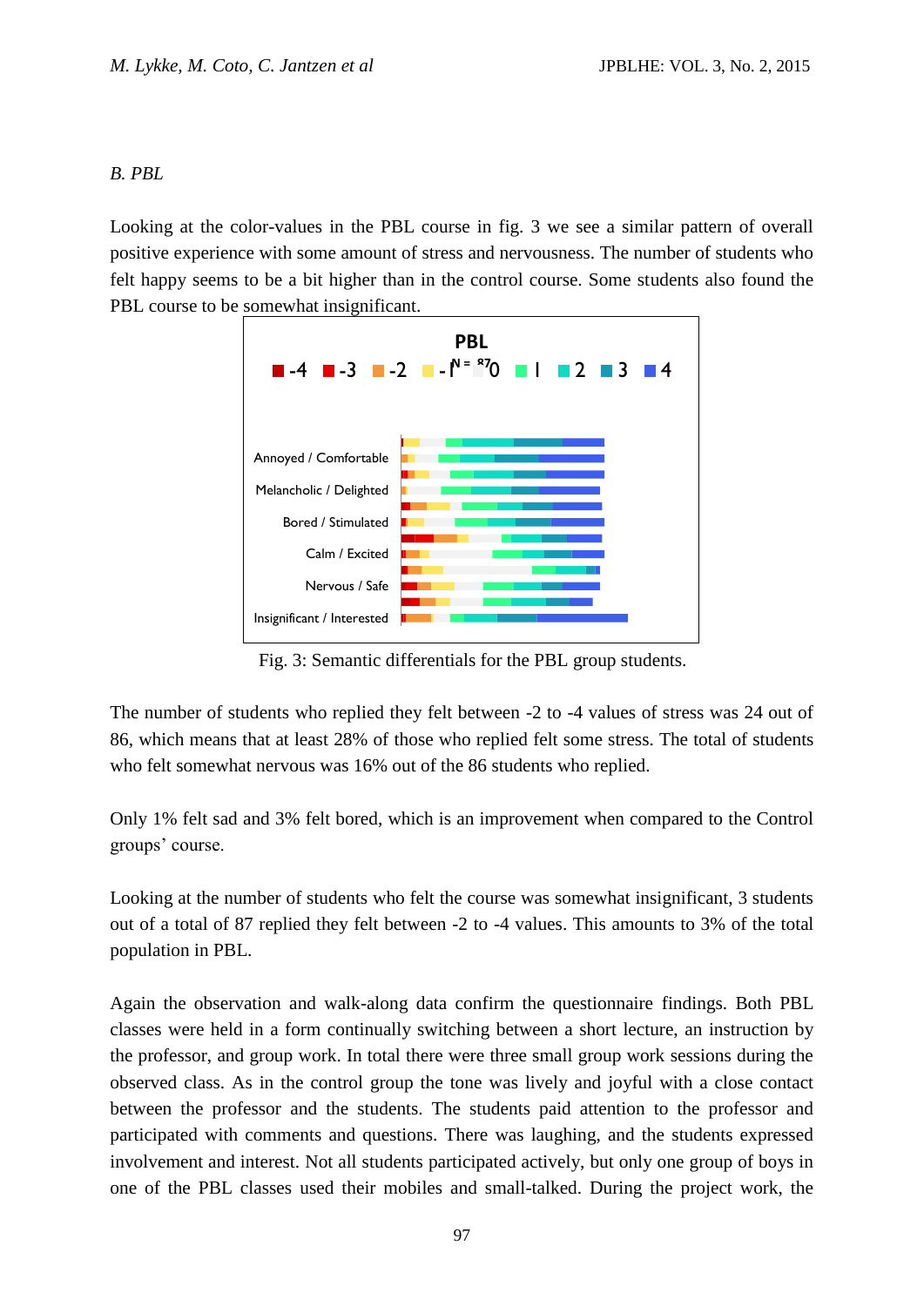*B. PBL*

Looking at the color-values in the PBL course in fig. 3 we see a similar pattern of overall positive experience with some amount of stress and nervousness. The number of students who felt happy seems to be a bit higher than in the control course. Some students also found the PBL course to be somewhat insignificant.

Fig. 3: Semantic differentials for the PBL group students.

The number of students who replied they felt between -2 to -4 values of stress was 24 out of 86, which means that at least 28% of those who replied felt some stress. The total of students who felt somewhat nervous was 16% out of the 86 students who replied.

Only 1% felt sad and 3% felt bored, which is an improvement when compared to the Control groups' course.

Looking at the number of students who felt the course was somewhat insignificant, 3 students out of a total of 87 replied they felt between -2 to -4 values. This amounts to 3% of the total population in PBL.

Again the observation and walk-along data confirm the questionnaire findings. Both PBL classes were held in a form continually switching between a short lecture, an instruction by the professor, and group work. In total there were three small group work sessions during the observed class. As in the control group the tone was lively and joyful with a close contact between the professor and the students. The students paid attention to the professor and participated with comments and questions. There was laughing, and the students expressed involvement and interest. Not all students participated actively, but only one group of boys in one of the PBL classes used their mobiles and small-talked. During the project work, the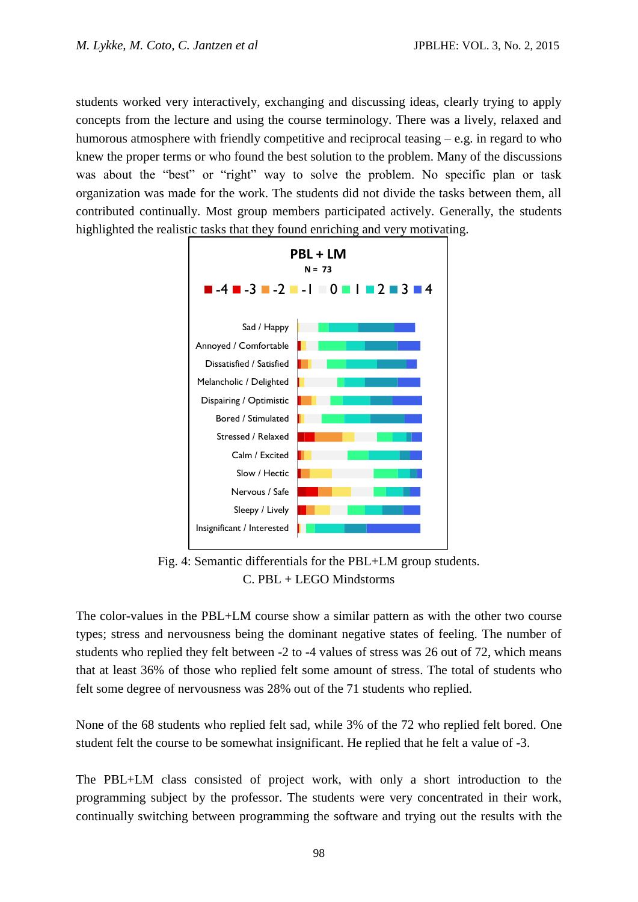students worked very interactively, exchanging and discussing ideas, clearly trying to apply concepts from the lecture and using the course terminology. There was a lively, relaxed and humorous atmosphere with friendly competitive and reciprocal teasing – e.g. in regard to who knew the proper terms or who found the best solution to the problem. Many of the discussions was about the "best" or "right" way to solve the problem. No specific plan or task organization was made for the work. The students did not divide the tasks between them, all contributed continually. Most group members participated actively. Generally, the students highlighted the realistic tasks that they found enriching and very motivating.

Fig. 4: Semantic differentials for the PBL+LM group students.

C. PBL + LEGO Mindstorms

The color-values in the PBL+LM course show a similar pattern as with the other two course types; stress and nervousness being the dominant negative states of feeling. The number of students who replied they felt between -2 to -4 values of stress was 26 out of 72, which means that at least 36% of those who replied felt some amount of stress. The total of students who felt some degree of nervousness was 28% out of the 71 students who replied.

None of the 68 students who replied felt sad, while 3% of the 72 who replied felt bored. One student felt the course to be somewhat insignificant. He replied that he felt a value of -3.

The PBL+LM class consisted of project work, with only a short introduction to the programming subject by the professor. The students were very concentrated in their work, continually switching between programming the software and trying out the results with the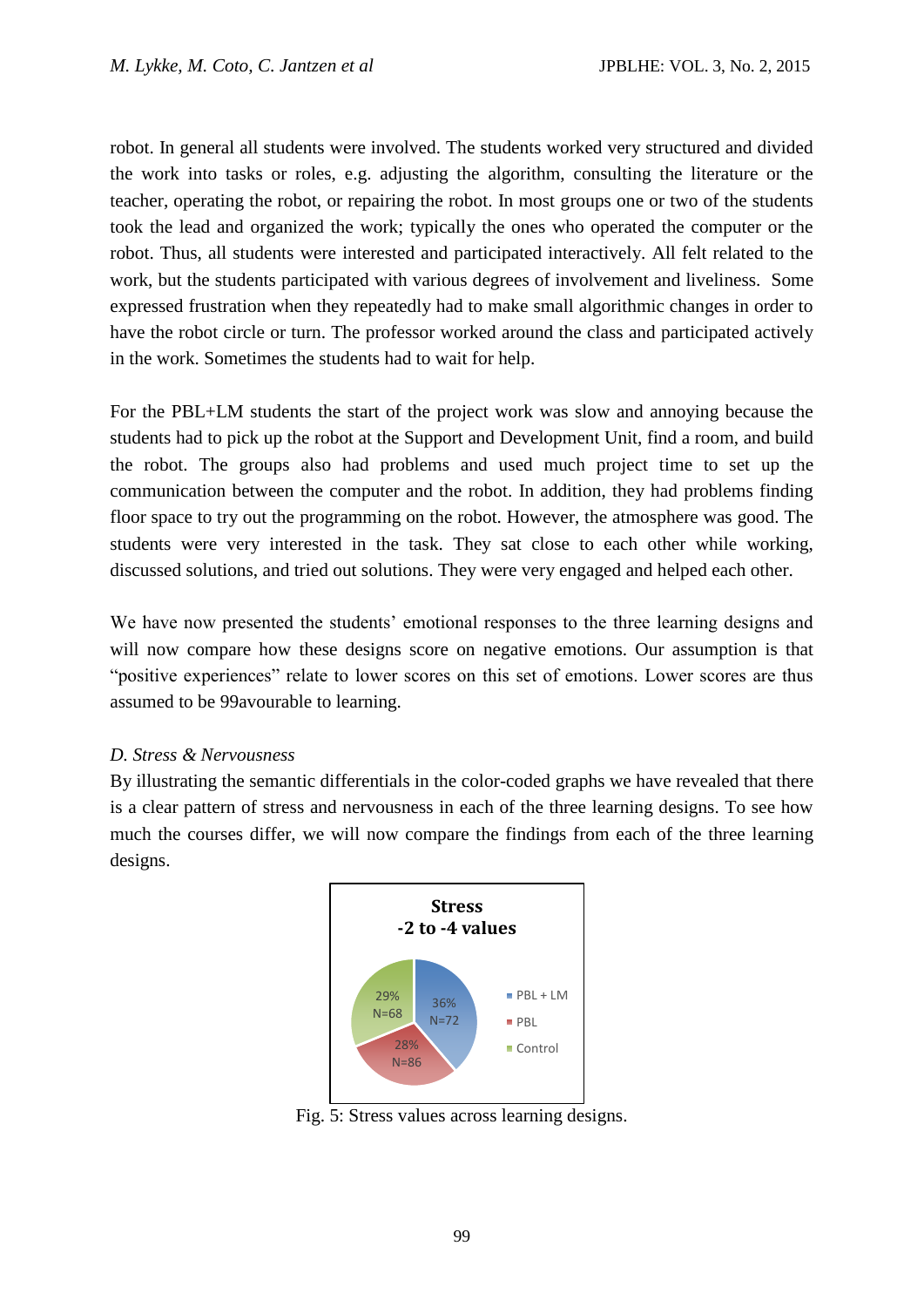robot. In general all students were involved. The students worked very structured and divided the work into tasks or roles, e.g. adjusting the algorithm, consulting the literature or the teacher, operating the robot, or repairing the robot. In most groups one or two of the students took the lead and organized the work; typically the ones who operated the computer or the robot. Thus, all students were interested and participated interactively. All felt related to the work, but the students participated with various degrees of involvement and liveliness. Some expressed frustration when they repeatedly had to make small algorithmic changes in order to have the robot circle or turn. The professor worked around the class and participated actively in the work. Sometimes the students had to wait for help.

For the PBL+LM students the start of the project work was slow and annoying because the students had to pick up the robot at the Support and Development Unit, find a room, and build the robot. The groups also had problems and used much project time to set up the communication between the computer and the robot. In addition, they had problems finding floor space to try out the programming on the robot. However, the atmosphere was good. The students were very interested in the task. They sat close to each other while working, discussed solutions, and tried out solutions. They were very engaged and helped each other.

We have now presented the students' emotional responses to the three learning designs and will now compare how these designs score on negative emotions. Our assumption is that "positive experiences" relate to lower scores on this set of emotions. Lower scores are thus assumed to be 99avourable to learning.

*D. Stress & Nervousness*

By illustrating the semantic differentials in the color-coded graphs we have revealed that there is a clear pattern of stress and nervousness in each of the three learning designs. To see how much the courses differ, we will now compare the findings from each of the three learning designs.

**Stress**
**-2 to -4 values**

- PBL + LM: 36% N=72
- PBL: 28% N=86
- Control: 29% N=68

Fig. 5: Stress values across learning designs.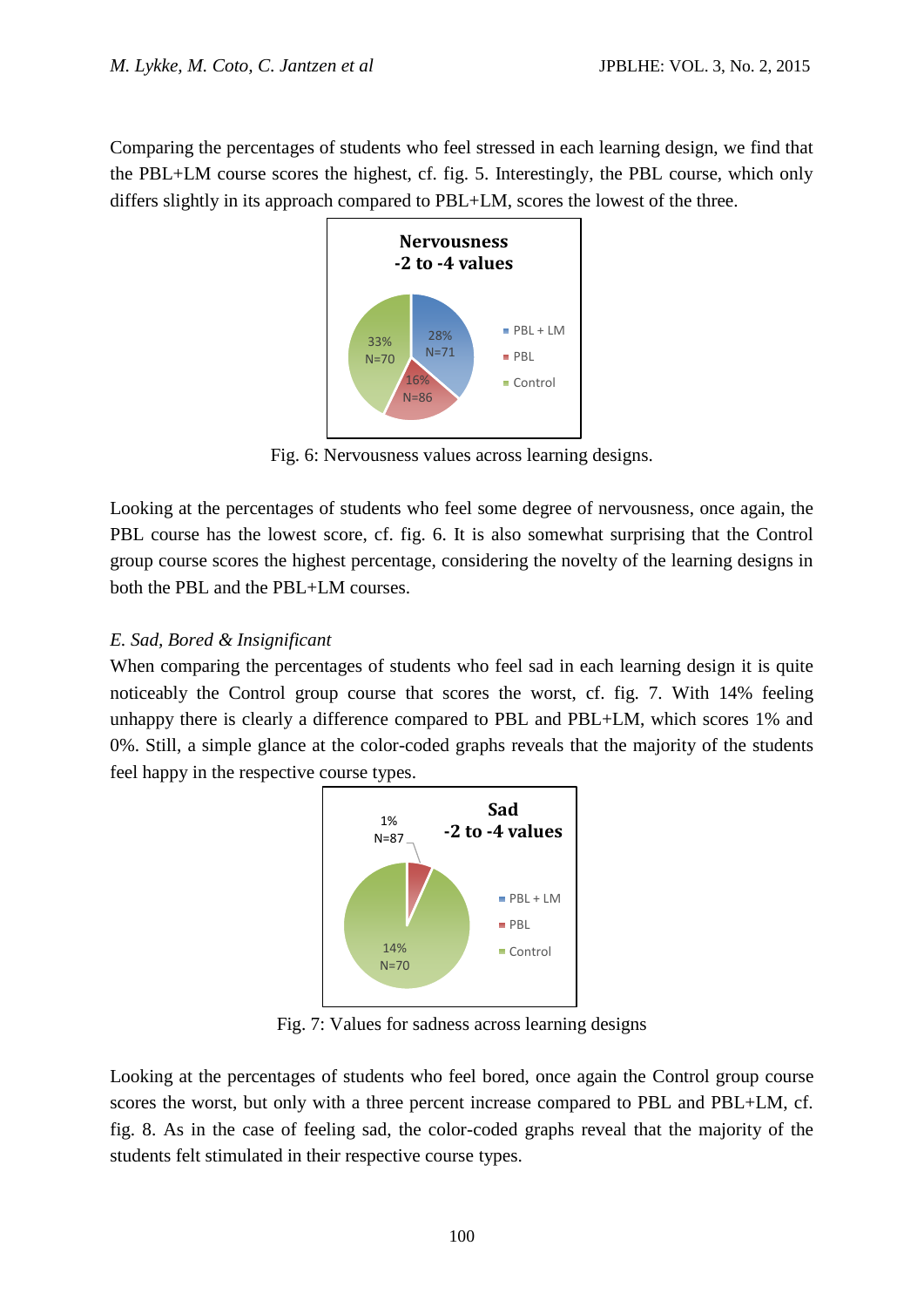Comparing the percentages of students who feel stressed in each learning design, we find that the PBL+LM course scores the highest, cf. fig. 5. Interestingly, the PBL course, which only differs slightly in its approach compared to PBL+LM, scores the lowest of the three.

Fig. 6: Nervousness values across learning designs.

Looking at the percentages of students who feel some degree of nervousness, once again, the PBL course has the lowest score, cf. fig. 6. It is also somewhat surprising that the Control group course scores the highest percentage, considering the novelty of the learning designs in both the PBL and the PBL+LM courses.

*E. Sad, Bored & Insignificant*

When comparing the percentages of students who feel sad in each learning design it is quite noticeably the Control group course that scores the worst, cf. fig. 7. With 14% feeling unhappy there is clearly a difference compared to PBL and PBL+LM, which scores 1% and 0%. Still, a simple glance at the color-coded graphs reveals that the majority of the students feel happy in the respective course types.

Fig. 7: Values for sadness across learning designs

Looking at the percentages of students who feel bored, once again the Control group course scores the worst, but only with a three percent increase compared to PBL and PBL+LM, cf. fig. 8. As in the case of feeling sad, the color-coded graphs reveal that the majority of the students felt stimulated in their respective course types.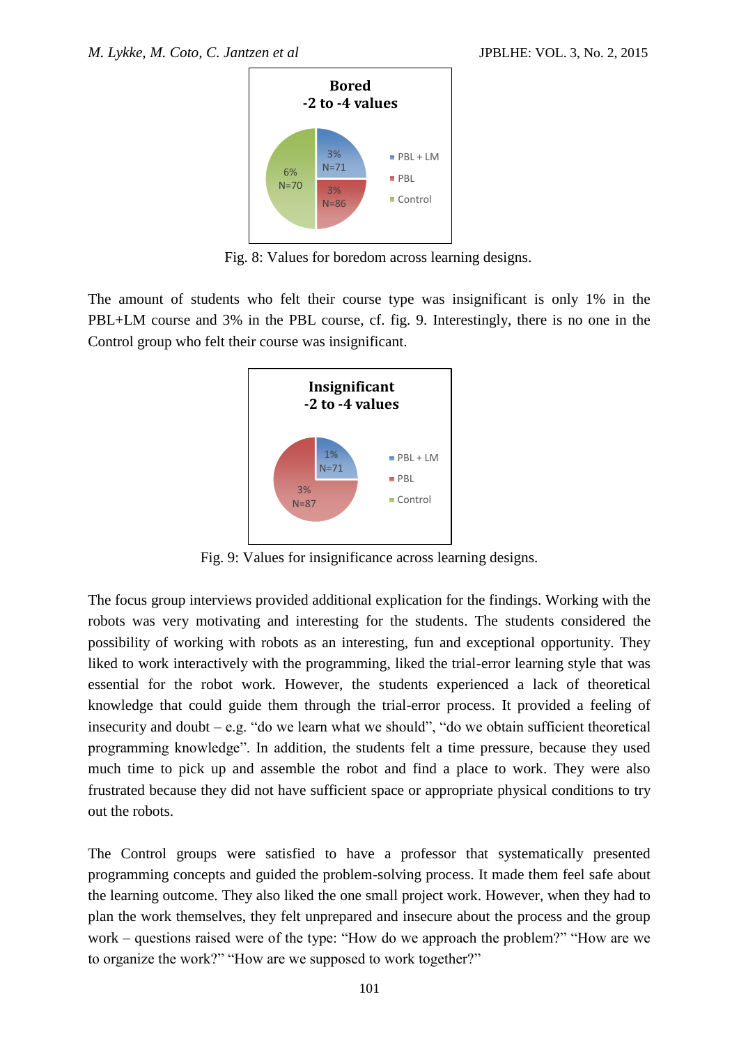Fig. 8: Values for boredom across learning designs.

The amount of students who felt their course type was insignificant is only 1% in the PBL+LM course and 3% in the PBL course, cf. fig. 9. Interestingly, there is no one in the Control group who felt their course was insignificant.

Fig. 9: Values for insignificance across learning designs.

The focus group interviews provided additional explication for the findings. Working with the robots was very motivating and interesting for the students. The students considered the possibility of working with robots as an interesting, fun and exceptional opportunity. They liked to work interactively with the programming, liked the trial-error learning style that was essential for the robot work. However, the students experienced a lack of theoretical knowledge that could guide them through the trial-error process. It provided a feeling of insecurity and doubt – e.g. "do we learn what we should", "do we obtain sufficient theoretical programming knowledge". In addition, the students felt a time pressure, because they used much time to pick up and assemble the robot and find a place to work. They were also frustrated because they did not have sufficient space or appropriate physical conditions to try out the robots.

The Control groups were satisfied to have a professor that systematically presented programming concepts and guided the problem-solving process. It made them feel safe about the learning outcome. They also liked the one small project work. However, when they had to plan the work themselves, they felt unprepared and insecure about the process and the group work – questions raised were of the type: "How do we approach the problem?" "How are we to organize the work?" "How are we supposed to work together?"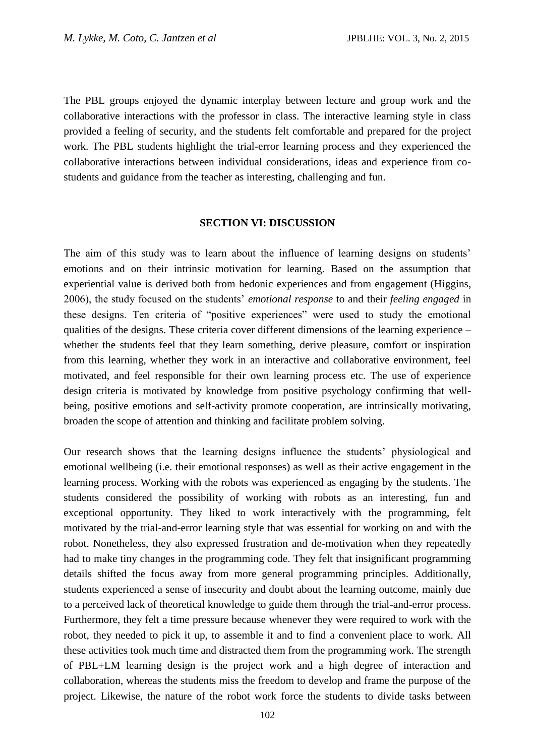The PBL groups enjoyed the dynamic interplay between lecture and group work and the collaborative interactions with the professor in class. The interactive learning style in class provided a feeling of security, and the students felt comfortable and prepared for the project work. The PBL students highlight the trial-error learning process and they experienced the collaborative interactions between individual considerations, ideas and experience from co-students and guidance from the teacher as interesting, challenging and fun.

## SECTION VI: DISCUSSION

The aim of this study was to learn about the influence of learning designs on students' emotions and on their intrinsic motivation for learning. Based on the assumption that experiential value is derived both from hedonic experiences and from engagement (Higgins, 2006), the study focused on the students' *emotional response* to and their *feeling engaged* in these designs. Ten criteria of "positive experiences" were used to study the emotional qualities of the designs. These criteria cover different dimensions of the learning experience – whether the students feel that they learn something, derive pleasure, comfort or inspiration from this learning, whether they work in an interactive and collaborative environment, feel motivated, and feel responsible for their own learning process etc. The use of experience design criteria is motivated by knowledge from positive psychology confirming that well-being, positive emotions and self-activity promote cooperation, are intrinsically motivating, broaden the scope of attention and thinking and facilitate problem solving.

Our research shows that the learning designs influence the students' physiological and emotional wellbeing (i.e. their emotional responses) as well as their active engagement in the learning process. Working with the robots was experienced as engaging by the students. The students considered the possibility of working with robots as an interesting, fun and exceptional opportunity. They liked to work interactively with the programming, felt motivated by the trial-and-error learning style that was essential for working on and with the robot. Nonetheless, they also expressed frustration and de-motivation when they repeatedly had to make tiny changes in the programming code. They felt that insignificant programming details shifted the focus away from more general programming principles. Additionally, students experienced a sense of insecurity and doubt about the learning outcome, mainly due to a perceived lack of theoretical knowledge to guide them through the trial-and-error process. Furthermore, they felt a time pressure because whenever they were required to work with the robot, they needed to pick it up, to assemble it and to find a convenient place to work. All these activities took much time and distracted them from the programming work. The strength of PBL+LM learning design is the project work and a high degree of interaction and collaboration, whereas the students miss the freedom to develop and frame the purpose of the project. Likewise, the nature of the robot work force the students to divide tasks between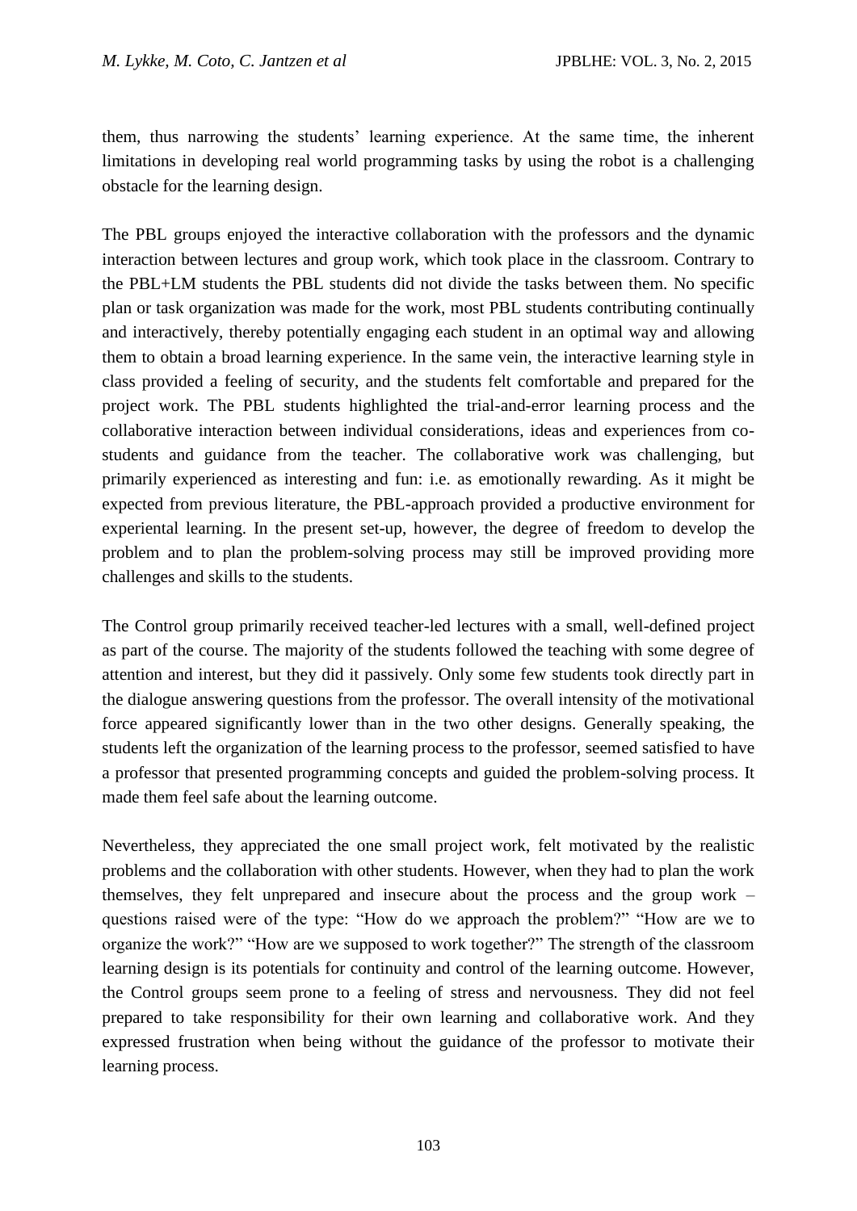them, thus narrowing the students' learning experience. At the same time, the inherent limitations in developing real world programming tasks by using the robot is a challenging obstacle for the learning design.

The PBL groups enjoyed the interactive collaboration with the professors and the dynamic interaction between lectures and group work, which took place in the classroom. Contrary to the PBL+LM students the PBL students did not divide the tasks between them. No specific plan or task organization was made for the work, most PBL students contributing continually and interactively, thereby potentially engaging each student in an optimal way and allowing them to obtain a broad learning experience. In the same vein, the interactive learning style in class provided a feeling of security, and the students felt comfortable and prepared for the project work. The PBL students highlighted the trial-and-error learning process and the collaborative interaction between individual considerations, ideas and experiences from co-students and guidance from the teacher. The collaborative work was challenging, but primarily experienced as interesting and fun: i.e. as emotionally rewarding. As it might be expected from previous literature, the PBL-approach provided a productive environment for experiental learning. In the present set-up, however, the degree of freedom to develop the problem and to plan the problem-solving process may still be improved providing more challenges and skills to the students.

The Control group primarily received teacher-led lectures with a small, well-defined project as part of the course. The majority of the students followed the teaching with some degree of attention and interest, but they did it passively. Only some few students took directly part in the dialogue answering questions from the professor. The overall intensity of the motivational force appeared significantly lower than in the two other designs. Generally speaking, the students left the organization of the learning process to the professor, seemed satisfied to have a professor that presented programming concepts and guided the problem-solving process. It made them feel safe about the learning outcome.

Nevertheless, they appreciated the one small project work, felt motivated by the realistic problems and the collaboration with other students. However, when they had to plan the work themselves, they felt unprepared and insecure about the process and the group work – questions raised were of the type: "How do we approach the problem?" "How are we to organize the work?" "How are we supposed to work together?" The strength of the classroom learning design is its potentials for continuity and control of the learning outcome. However, the Control groups seem prone to a feeling of stress and nervousness. They did not feel prepared to take responsibility for their own learning and collaborative work. And they expressed frustration when being without the guidance of the professor to motivate their learning process.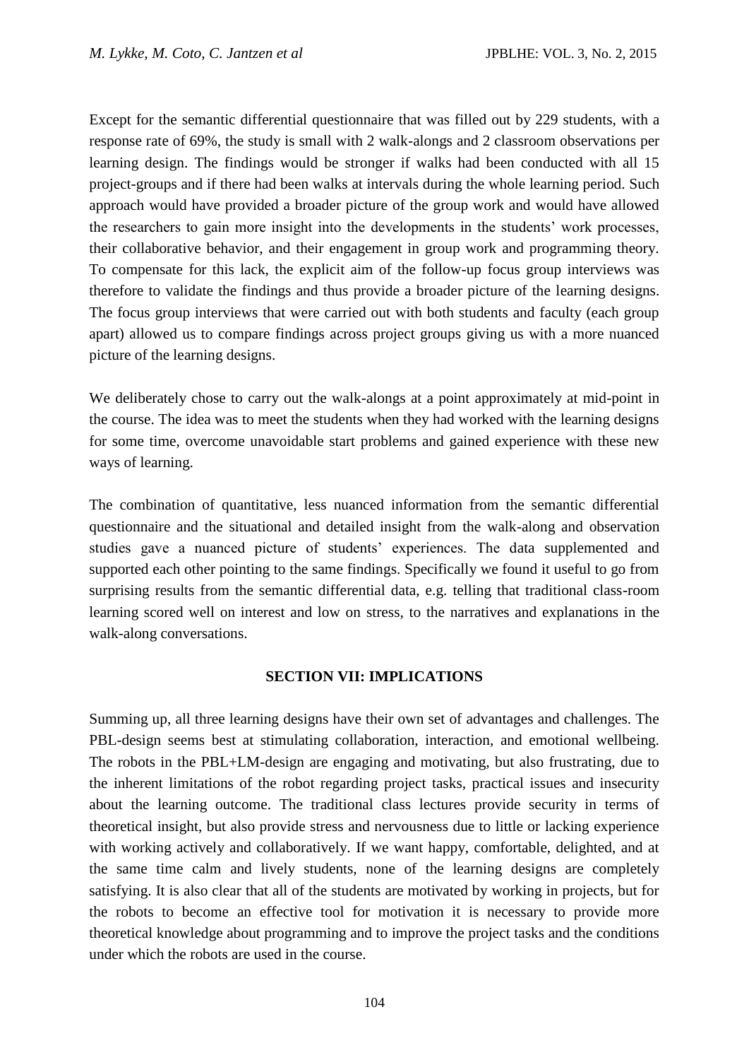Except for the semantic differential questionnaire that was filled out by 229 students, with a response rate of 69%, the study is small with 2 walk-alongs and 2 classroom observations per learning design. The findings would be stronger if walks had been conducted with all 15 project-groups and if there had been walks at intervals during the whole learning period. Such approach would have provided a broader picture of the group work and would have allowed the researchers to gain more insight into the developments in the students' work processes, their collaborative behavior, and their engagement in group work and programming theory. To compensate for this lack, the explicit aim of the follow-up focus group interviews was therefore to validate the findings and thus provide a broader picture of the learning designs. The focus group interviews that were carried out with both students and faculty (each group apart) allowed us to compare findings across project groups giving us with a more nuanced picture of the learning designs.

We deliberately chose to carry out the walk-alongs at a point approximately at mid-point in the course. The idea was to meet the students when they had worked with the learning designs for some time, overcome unavoidable start problems and gained experience with these new ways of learning.

The combination of quantitative, less nuanced information from the semantic differential questionnaire and the situational and detailed insight from the walk-along and observation studies gave a nuanced picture of students' experiences. The data supplemented and supported each other pointing to the same findings. Specifically we found it useful to go from surprising results from the semantic differential data, e.g. telling that traditional class-room learning scored well on interest and low on stress, to the narratives and explanations in the walk-along conversations.

## SECTION VII: IMPLICATIONS

Summing up, all three learning designs have their own set of advantages and challenges. The PBL-design seems best at stimulating collaboration, interaction, and emotional wellbeing. The robots in the PBL+LM-design are engaging and motivating, but also frustrating, due to the inherent limitations of the robot regarding project tasks, practical issues and insecurity about the learning outcome. The traditional class lectures provide security in terms of theoretical insight, but also provide stress and nervousness due to little or lacking experience with working actively and collaboratively. If we want happy, comfortable, delighted, and at the same time calm and lively students, none of the learning designs are completely satisfying. It is also clear that all of the students are motivated by working in projects, but for the robots to become an effective tool for motivation it is necessary to provide more theoretical knowledge about programming and to improve the project tasks and the conditions under which the robots are used in the course.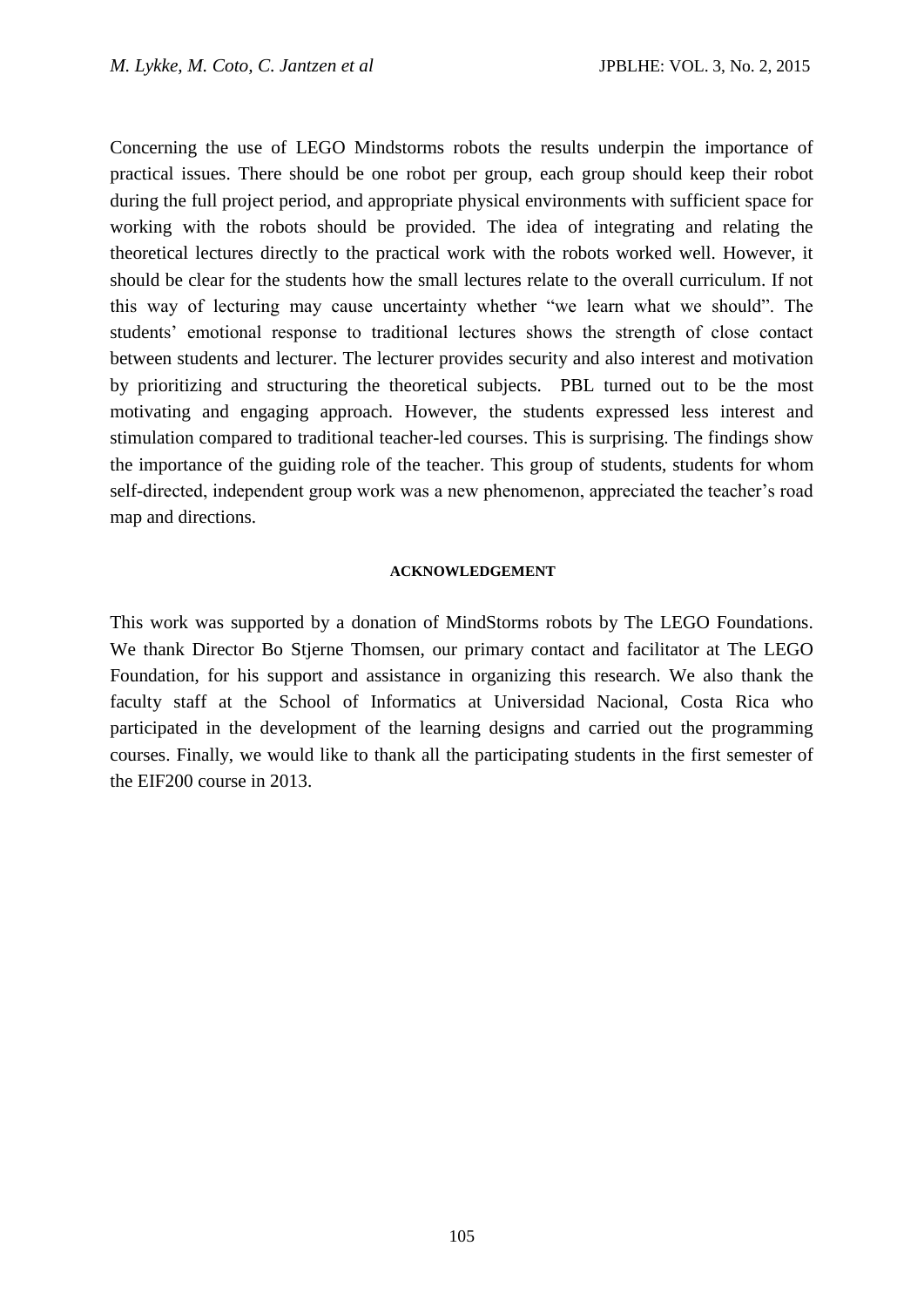Concerning the use of LEGO Mindstorms robots the results underpin the importance of practical issues. There should be one robot per group, each group should keep their robot during the full project period, and appropriate physical environments with sufficient space for working with the robots should be provided. The idea of integrating and relating the theoretical lectures directly to the practical work with the robots worked well. However, it should be clear for the students how the small lectures relate to the overall curriculum. If not this way of lecturing may cause uncertainty whether "we learn what we should". The students' emotional response to traditional lectures shows the strength of close contact between students and lecturer. The lecturer provides security and also interest and motivation by prioritizing and structuring the theoretical subjects. PBL turned out to be the most motivating and engaging approach. However, the students expressed less interest and stimulation compared to traditional teacher-led courses. This is surprising. The findings show the importance of the guiding role of the teacher. This group of students, students for whom self-directed, independent group work was a new phenomenon, appreciated the teacher's road map and directions.

## ACKNOWLEDGEMENT

This work was supported by a donation of MindStorms robots by The LEGO Foundations. We thank Director Bo Stjerne Thomsen, our primary contact and facilitator at The LEGO Foundation, for his support and assistance in organizing this research. We also thank the faculty staff at the School of Informatics at Universidad Nacional, Costa Rica who participated in the development of the learning designs and carried out the programming courses. Finally, we would like to thank all the participating students in the first semester of the EIF200 course in 2013.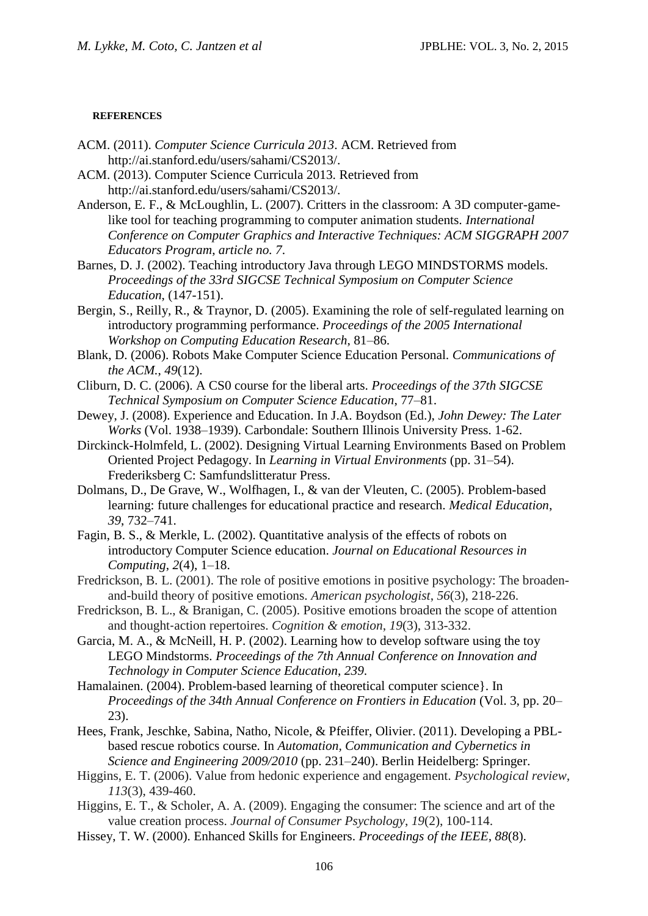#### REFERENCES

ACM. (2011). *Computer Science Curricula 2013*. ACM. Retrieved from http://ai.stanford.edu/users/sahami/CS2013/.

ACM. (2013). Computer Science Curricula 2013. Retrieved from http://ai.stanford.edu/users/sahami/CS2013/.

Anderson, E. F., & McLoughlin, L. (2007). Critters in the classroom: A 3D computer-game-like tool for teaching programming to computer animation students. *International Conference on Computer Graphics and Interactive Techniques: ACM SIGGRAPH 2007 Educators Program, article no. 7*.

Barnes, D. J. (2002). Teaching introductory Java through LEGO MINDSTORMS models. *Proceedings of the 33rd SIGCSE Technical Symposium on Computer Science Education*, (147-151).

Bergin, S., Reilly, R., & Traynor, D. (2005). Examining the role of self-regulated learning on introductory programming performance. *Proceedings of the 2005 International Workshop on Computing Education Research*, 81–86.

Blank, D. (2006). Robots Make Computer Science Education Personal. *Communications of the ACM.*, *49*(12).

Cliburn, D. C. (2006). A CS0 course for the liberal arts. *Proceedings of the 37th SIGCSE Technical Symposium on Computer Science Education*, 77–81.

Dewey, J. (2008). Experience and Education. In J.A. Boydson (Ed.), *John Dewey: The Later Works* (Vol. 1938–1939). Carbondale: Southern Illinois University Press. 1-62.

Dirckinck-Holmfeld, L. (2002). Designing Virtual Learning Environments Based on Problem Oriented Project Pedagogy. In *Learning in Virtual Environments* (pp. 31–54). Frederiksberg C: Samfundslitteratur Press.

Dolmans, D., De Grave, W., Wolfhagen, I., & van der Vleuten, C. (2005). Problem-based learning: future challenges for educational practice and research. *Medical Education*, *39*, 732–741.

Fagin, B. S., & Merkle, L. (2002). Quantitative analysis of the effects of robots on introductory Computer Science education. *Journal on Educational Resources in Computing*, *2*(4), 1–18.

Fredrickson, B. L. (2001). The role of positive emotions in positive psychology: The broaden-and-build theory of positive emotions. *American psychologist*, *56*(3), 218-226.

Fredrickson, B. L., & Branigan, C. (2005). Positive emotions broaden the scope of attention and thought-action repertoires. *Cognition & emotion*, *19*(3), 313-332.

Garcia, M. A., & McNeill, H. P. (2002). Learning how to develop software using the toy LEGO Mindstorms. *Proceedings of the 7th Annual Conference on Innovation and Technology in Computer Science Education*, *239*.

Hamalainen. (2004). Problem-based learning of theoretical computer science}. In *Proceedings of the 34th Annual Conference on Frontiers in Education* (Vol. 3, pp. 20–23).

Hees, Frank, Jeschke, Sabina, Natho, Nicole, & Pfeiffer, Olivier. (2011). Developing a PBL-based rescue robotics course. In *Automation, Communication and Cybernetics in Science and Engineering 2009/2010* (pp. 231–240). Berlin Heidelberg: Springer.

Higgins, E. T. (2006). Value from hedonic experience and engagement. *Psychological review*, *113*(3), 439-460.

Higgins, E. T., & Scholer, A. A. (2009). Engaging the consumer: The science and art of the value creation process. *Journal of Consumer Psychology*, *19*(2), 100-114.

Hissey, T. W. (2000). Enhanced Skills for Engineers. *Proceedings of the IEEE*, *88*(8).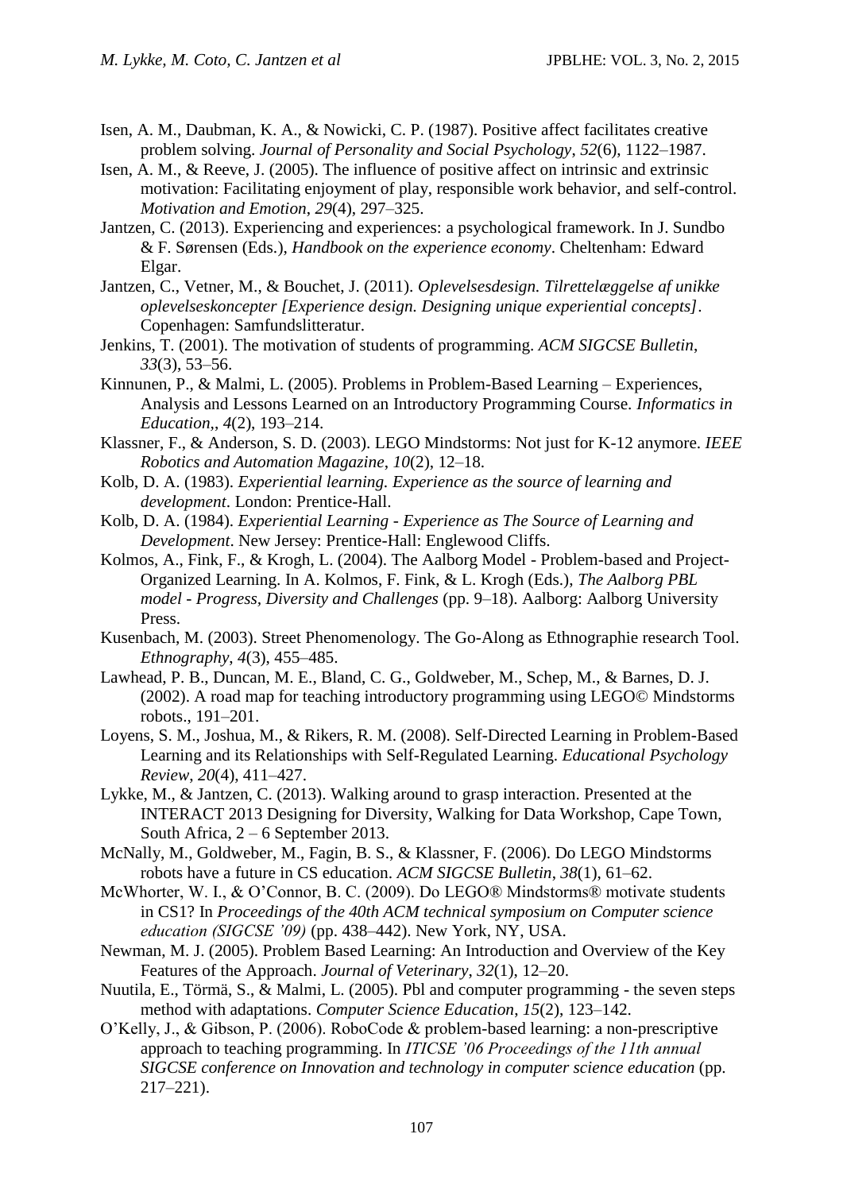Isen, A. M., Daubman, K. A., & Nowicki, C. P. (1987). Positive affect facilitates creative problem solving. *Journal of Personality and Social Psychology*, *52*(6), 1122–1987.

Isen, A. M., & Reeve, J. (2005). The influence of positive affect on intrinsic and extrinsic motivation: Facilitating enjoyment of play, responsible work behavior, and self-control. *Motivation and Emotion*, *29*(4), 297–325.

Jantzen, C. (2013). Experiencing and experiences: a psychological framework. In J. Sundbo & F. Sørensen (Eds.), *Handbook on the experience economy*. Cheltenham: Edward Elgar.

Jantzen, C., Vetner, M., & Bouchet, J. (2011). *Oplevelsesdesign. Tilrettelæggelse af unikke oplevelseskoncepter [Experience design. Designing unique experiential concepts]*. Copenhagen: Samfundslitteratur.

Jenkins, T. (2001). The motivation of students of programming. *ACM SIGCSE Bulletin*, *33*(3), 53–56.

Kinnunen, P., & Malmi, L. (2005). Problems in Problem-Based Learning – Experiences, Analysis and Lessons Learned on an Introductory Programming Course. *Informatics in Education*,, *4*(2), 193–214.

Klassner, F., & Anderson, S. D. (2003). LEGO Mindstorms: Not just for K-12 anymore. *IEEE Robotics and Automation Magazine*, *10*(2), 12–18.

Kolb, D. A. (1983). *Experiential learning. Experience as the source of learning and development*. London: Prentice-Hall.

Kolb, D. A. (1984). *Experiential Learning - Experience as The Source of Learning and Development*. New Jersey: Prentice-Hall: Englewood Cliffs.

Kolmos, A., Fink, F., & Krogh, L. (2004). The Aalborg Model - Problem-based and Project-Organized Learning. In A. Kolmos, F. Fink, & L. Krogh (Eds.), *The Aalborg PBL model - Progress, Diversity and Challenges* (pp. 9–18). Aalborg: Aalborg University Press.

Kusenbach, M. (2003). Street Phenomenology. The Go-Along as Ethnographie research Tool. *Ethnography*, *4*(3), 455–485.

Lawhead, P. B., Duncan, M. E., Bland, C. G., Goldweber, M., Schep, M., & Barnes, D. J. (2002). A road map for teaching introductory programming using LEGO© Mindstorms robots., 191–201.

Loyens, S. M., Joshua, M., & Rikers, R. M. (2008). Self-Directed Learning in Problem-Based Learning and its Relationships with Self-Regulated Learning. *Educational Psychology Review*, *20*(4), 411–427.

Lykke, M., & Jantzen, C. (2013). Walking around to grasp interaction. Presented at the INTERACT 2013 Designing for Diversity, Walking for Data Workshop, Cape Town, South Africa, 2 – 6 September 2013.

McNally, M., Goldweber, M., Fagin, B. S., & Klassner, F. (2006). Do LEGO Mindstorms robots have a future in CS education. *ACM SIGCSE Bulletin*, *38*(1), 61–62.

McWhorter, W. I., & O'Connor, B. C. (2009). Do LEGO® Mindstorms® motivate students in CS1? In *Proceedings of the 40th ACM technical symposium on Computer science education (SIGCSE '09)* (pp. 438–442). New York, NY, USA.

Newman, M. J. (2005). Problem Based Learning: An Introduction and Overview of the Key Features of the Approach. *Journal of Veterinary*, *32*(1), 12–20.

Nuutila, E., Törmä, S., & Malmi, L. (2005). Pbl and computer programming - the seven steps method with adaptations. *Computer Science Education*, *15*(2), 123–142.

O'Kelly, J., & Gibson, P. (2006). RoboCode & problem-based learning: a non-prescriptive approach to teaching programming. In *ITICSE '06 Proceedings of the 11th annual SIGCSE conference on Innovation and technology in computer science education* (pp. 217–221).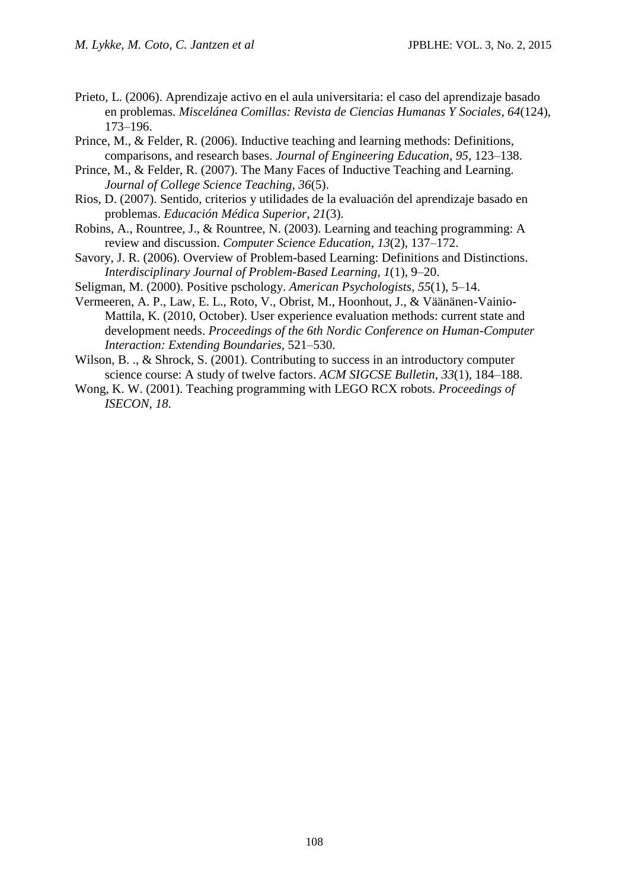Prieto, L. (2006). Aprendizaje activo en el aula universitaria: el caso del aprendizaje basado en problemas. *Miscelánea Comillas: Revista de Ciencias Humanas Y Sociales*, *64*(124), 173–196.

Prince, M., & Felder, R. (2006). Inductive teaching and learning methods: Definitions, comparisons, and research bases. *Journal of Engineering Education*, *95*, 123–138.

Prince, M., & Felder, R. (2007). The Many Faces of Inductive Teaching and Learning. *Journal of College Science Teaching*, *36*(5).

Rios, D. (2007). Sentido, criterios y utilidades de la evaluación del aprendizaje basado en problemas. *Educación Médica Superior*, *21*(3).

Robins, A., Rountree, J., & Rountree, N. (2003). Learning and teaching programming: A review and discussion. *Computer Science Education*, *13*(2), 137–172.

Savory, J. R. (2006). Overview of Problem-based Learning: Definitions and Distinctions. *Interdisciplinary Journal of Problem-Based Learning*, *1*(1), 9–20.

Seligman, M. (2000). Positive pschology. *American Psychologists*, *55*(1), 5–14.

Vermeeren, A. P., Law, E. L., Roto, V., Obrist, M., Hoonhout, J., & Väänänen-Vainio-Mattila, K. (2010, October). User experience evaluation methods: current state and development needs. *Proceedings of the 6th Nordic Conference on Human-Computer Interaction: Extending Boundaries*, 521–530.

Wilson, B. ., & Shrock, S. (2001). Contributing to success in an introductory computer science course: A study of twelve factors. *ACM SIGCSE Bulletin*, *33*(1), 184–188.

Wong, K. W. (2001). Teaching programming with LEGO RCX robots. *Proceedings of ISECON*, *18*.